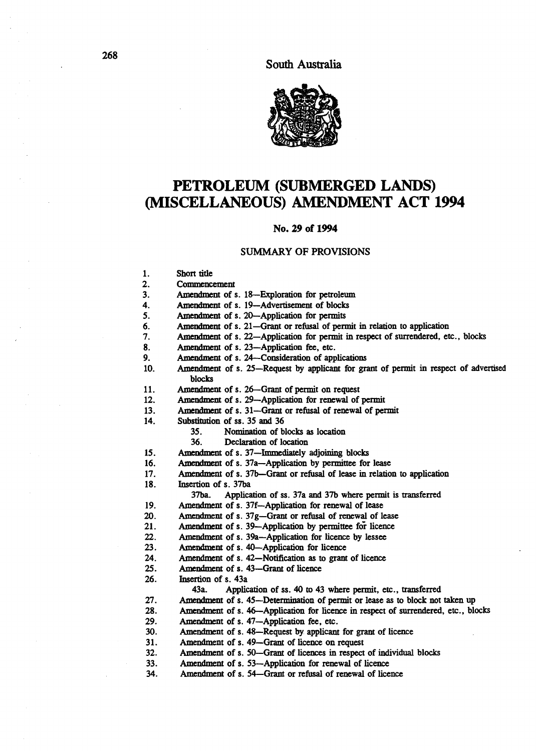South Australia

# PETROLEUM (SUBMERGED LANDS) (MISCELLANEOUS) AMENDMENT ACT 1994

## No. 29 of 1994

### SUMMARY OF PROVISIONS

1. Short title
2. Commencement
3. Amendment of s. 18—Exploration for petroleum
4. Amendment of s. 19—Advertisement of blocks
5. Amendment of s. 20—Application for permits
6. Amendment of s. 21—Grant or refusal of permit in relation to application
7. Amendment of s. 22—Application for permit in respect of surrendered, etc., blocks
8. Amendment of s. 23—Application fee, etc.
9. Amendment of s. 24—Consideration of applications
10. Amendment of s. 25—Request by applicant for grant of permit in respect of advertised blocks
11. Amendment of s. 26—Grant of permit on request
12. Amendment of s. 29—Application for renewal of permit
13. Amendment of s. 31—Grant or refusal of renewal of permit
14. Substitution of ss. 35 and 36
    - 35. Nomination of blocks as location
    - 36. Declaration of location
15. Amendment of s. 37—Immediately adjoining blocks
16. Amendment of s. 37a—Application by permittee for lease
17. Amendment of s. 37b—Grant or refusal of lease in relation to application
18. Insertion of s. 37ba
    - 37ba. Application of ss. 37a and 37b where permit is transferred
19. Amendment of s. 37f—Application for renewal of lease
20. Amendment of s. 37g—Grant or refusal of renewal of lease
21. Amendment of s. 39—Application by permittee for licence
22. Amendment of s. 39a—Application for licence by lessee
23. Amendment of s. 40—Application for licence
24. Amendment of s. 42—Notification as to grant of licence
25. Amendment of s. 43—Grant of licence
26. Insertion of s. 43a
    - 43a. Application of ss. 40 to 43 where permit, etc., transferred
27. Amendment of s. 45—Determination of permit or lease as to block not taken up
28. Amendment of s. 46—Application for licence in respect of surrendered, etc., blocks
29. Amendment of s. 47—Application fee, etc.
30. Amendment of s. 48—Request by applicant for grant of licence
31. Amendment of s. 49—Grant of licence on request
32. Amendment of s. 50—Grant of licences in respect of individual blocks
33. Amendment of s. 53—Application for renewal of licence
34. Amendment of s. 54—Grant or refusal of renewal of licence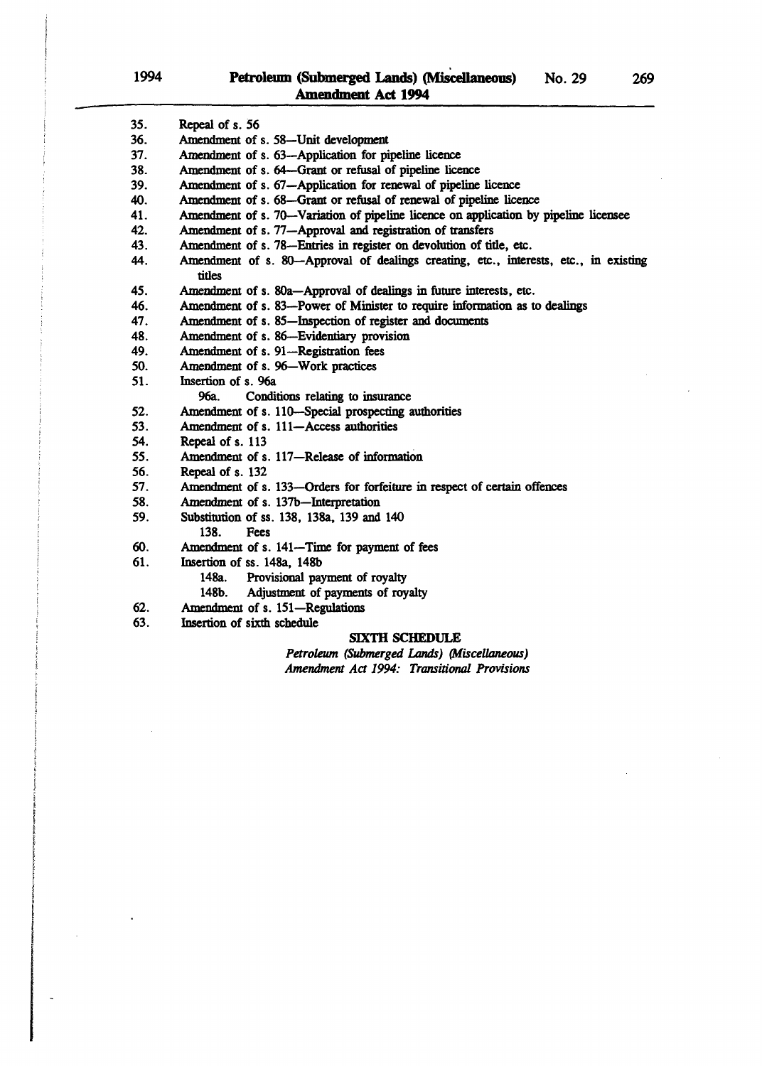35. Repeal of s. 56
36. Amendment of s. 58—Unit development
37. Amendment of s. 63—Application for pipeline licence
38. Amendment of s. 64—Grant or refusal of pipeline licence
39. Amendment of s. 67—Application for renewal of pipeline licence
40. Amendment of s. 68—Grant or refusal of renewal of pipeline licence
41. Amendment of s. 70—Variation of pipeline licence on application by pipeline licensee
42. Amendment of s. 77—Approval and registration of transfers
43. Amendment of s. 78—Entries in register on devolution of title, etc.
44. Amendment of s. 80—Approval of dealings creating, etc., interests, etc., in existing titles
45. Amendment of s. 80a—Approval of dealings in future interests, etc.
46. Amendment of s. 83—Power of Minister to require information as to dealings
47. Amendment of s. 85—Inspection of register and documents
48. Amendment of s. 86—Evidentiary provision
49. Amendment of s. 91—Registration fees
50. Amendment of s. 96—Work practices
51. Insertion of s. 96a
    - 96a. Conditions relating to insurance
52. Amendment of s. 110—Special prospecting authorities
53. Amendment of s. 111—Access authorities
54. Repeal of s. 113
55. Amendment of s. 117—Release of information
56. Repeal of s. 132
57. Amendment of s. 133—Orders for forfeiture in respect of certain offences
58. Amendment of s. 137b—Interpretation
59. Substitution of ss. 138, 138a, 139 and 140
    - 138. Fees
60. Amendment of s. 141—Time for payment of fees
61. Insertion of ss. 148a, 148b
    - 148a. Provisional payment of royalty
    - 148b. Adjustment of payments of royalty
62. Amendment of s. 151—Regulations
63. Insertion of sixth schedule

**SIXTH SCHEDULE**

*Petroleum (Submerged Lands) (Miscellaneous) Amendment Act 1994: Transitional Provisions*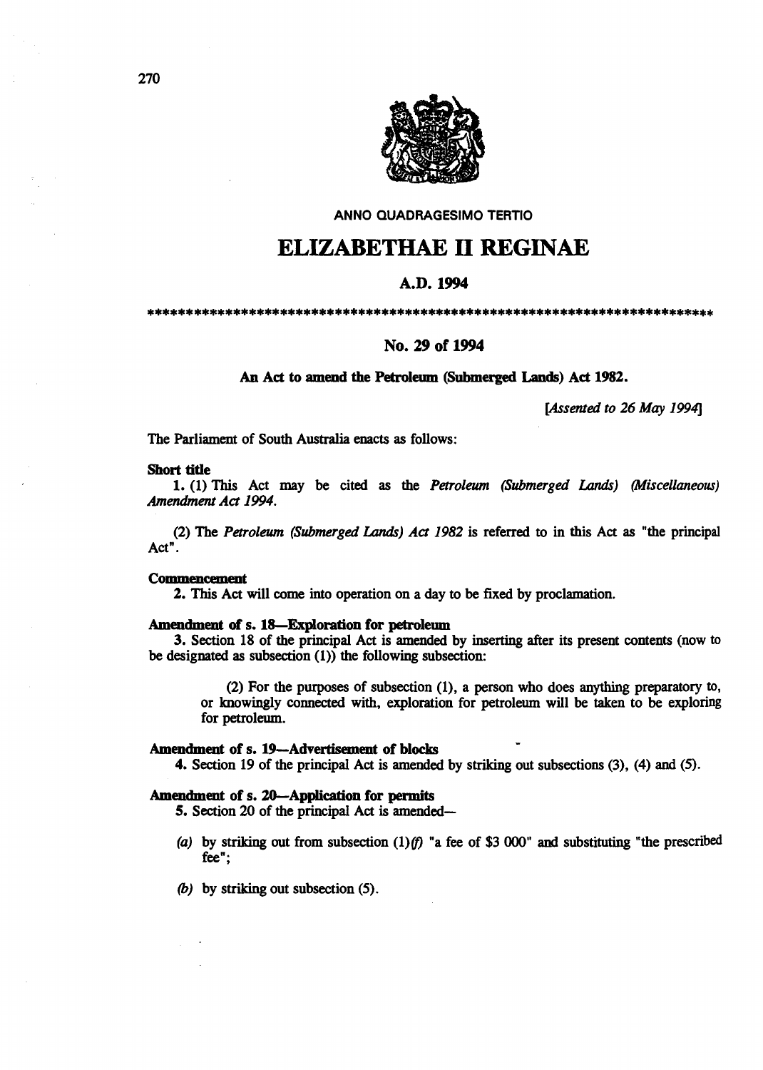ANNO QUADRAGESIMO TERTIO

# ELIZABETHAE II REGINAE

## A.D. 1994

*************************************************************************

## No. 29 of 1994

**An Act to amend the Petroleum (Submerged Lands) Act 1982.**

*[Assented to 26 May 1994]*

The Parliament of South Australia enacts as follows:

**Short title**

**1.** (1) This Act may be cited as the *Petroleum (Submerged Lands) (Miscellaneous) Amendment Act 1994*.

(2) The *Petroleum (Submerged Lands) Act 1982* is referred to in this Act as "the principal Act".

**Commencement**

**2.** This Act will come into operation on a day to be fixed by proclamation.

**Amendment of s. 18—Exploration for petroleum**

**3.** Section 18 of the principal Act is amended by inserting after its present contents (now to be designated as subsection (1)) the following subsection:

> (2) For the purposes of subsection (1), a person who does anything preparatory to, or knowingly connected with, exploration for petroleum will be taken to be exploring for petroleum.

**Amendment of s. 19—Advertisement of blocks**

**4.** Section 19 of the principal Act is amended by striking out subsections (3), (4) and (5).

**Amendment of s. 20—Application for permits**

**5.** Section 20 of the principal Act is amended—

- *(a)* by striking out from subsection (1)*(f)* "a fee of $3 000" and substituting "the prescribed fee";
- *(b)* by striking out subsection (5).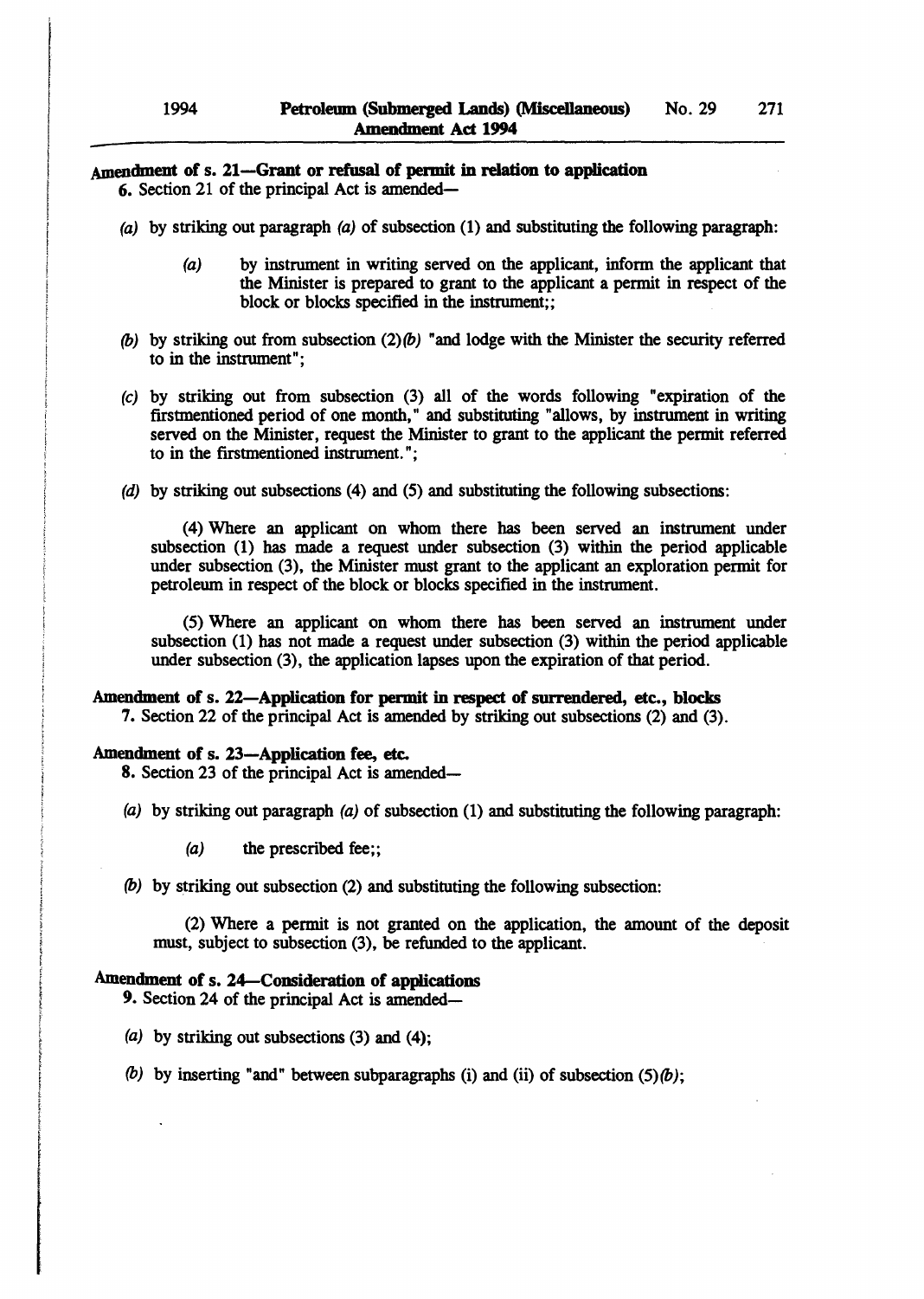**Amendment of s. 21—Grant or refusal of permit in relation to application**

6. Section 21 of the principal Act is amended—

*(a)* by striking out paragraph *(a)* of subsection (1) and substituting the following paragraph:

> *(a)* by instrument in writing served on the applicant, inform the applicant that the Minister is prepared to grant to the applicant a permit in respect of the block or blocks specified in the instrument;;

*(b)* by striking out from subsection (2)*(b)* "and lodge with the Minister the security referred to in the instrument";

*(c)* by striking out from subsection (3) all of the words following "expiration of the firstmentioned period of one month," and substituting "allows, by instrument in writing served on the Minister, request the Minister to grant to the applicant the permit referred to in the firstmentioned instrument.";

*(d)* by striking out subsections (4) and (5) and substituting the following subsections:

> (4) Where an applicant on whom there has been served an instrument under subsection (1) has made a request under subsection (3) within the period applicable under subsection (3), the Minister must grant to the applicant an exploration permit for petroleum in respect of the block or blocks specified in the instrument.
>
> (5) Where an applicant on whom there has been served an instrument under subsection (1) has not made a request under subsection (3) within the period applicable under subsection (3), the application lapses upon the expiration of that period.

**Amendment of s. 22—Application for permit in respect of surrendered, etc., blocks**

7. Section 22 of the principal Act is amended by striking out subsections (2) and (3).

**Amendment of s. 23—Application fee, etc.**

8. Section 23 of the principal Act is amended—

*(a)* by striking out paragraph *(a)* of subsection (1) and substituting the following paragraph:

> *(a)* the prescribed fee;;

*(b)* by striking out subsection (2) and substituting the following subsection:

> (2) Where a permit is not granted on the application, the amount of the deposit must, subject to subsection (3), be refunded to the applicant.

**Amendment of s. 24—Consideration of applications**

9. Section 24 of the principal Act is amended—

*(a)* by striking out subsections (3) and (4);

*(b)* by inserting "and" between subparagraphs (i) and (ii) of subsection (5)*(b)*;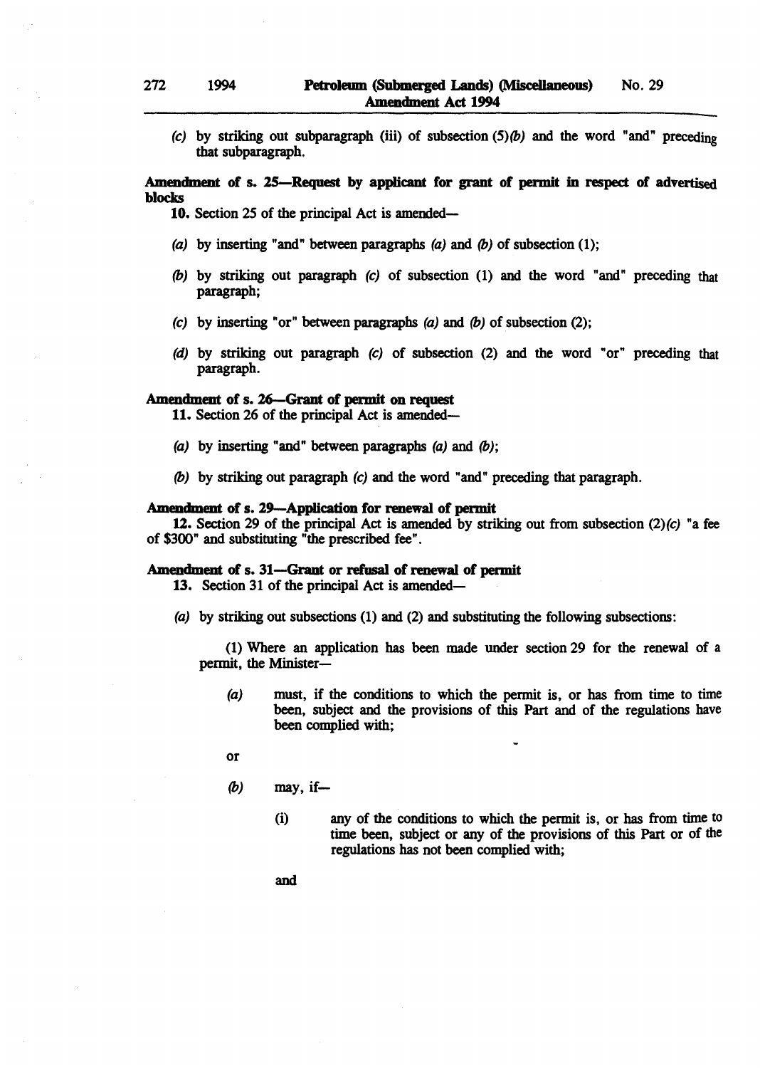(*c*) by striking out subparagraph (iii) of subsection (5)*(b)* and the word "and" preceding that subparagraph.

**Amendment of s. 25—Request by applicant for grant of permit in respect of advertised blocks**

**10.** Section 25 of the principal Act is amended—

(*a*) by inserting "and" between paragraphs *(a)* and *(b)* of subsection (1);

(*b*) by striking out paragraph *(c)* of subsection (1) and the word "and" preceding that paragraph;

(*c*) by inserting "or" between paragraphs *(a)* and *(b)* of subsection (2);

(*d*) by striking out paragraph *(c)* of subsection (2) and the word "or" preceding that paragraph.

**Amendment of s. 26—Grant of permit on request**

**11.** Section 26 of the principal Act is amended—

(*a*) by inserting "and" between paragraphs *(a)* and *(b)*;

(*b*) by striking out paragraph *(c)* and the word "and" preceding that paragraph.

**Amendment of s. 29—Application for renewal of permit**

**12.** Section 29 of the principal Act is amended by striking out from subsection (2)*(c)* "a fee of $300" and substituting "the prescribed fee".

**Amendment of s. 31—Grant or refusal of renewal of permit**

**13.** Section 31 of the principal Act is amended—

(*a*) by striking out subsections (1) and (2) and substituting the following subsections:

(1) Where an application has been made under section 29 for the renewal of a permit, the Minister—

*(a)* must, if the conditions to which the permit is, or has from time to time been, subject and the provisions of this Part and of the regulations have been complied with;

or

*(b)* may, if—

(i) any of the conditions to which the permit is, or has from time to time been, subject or any of the provisions of this Part or of the regulations has not been complied with;

and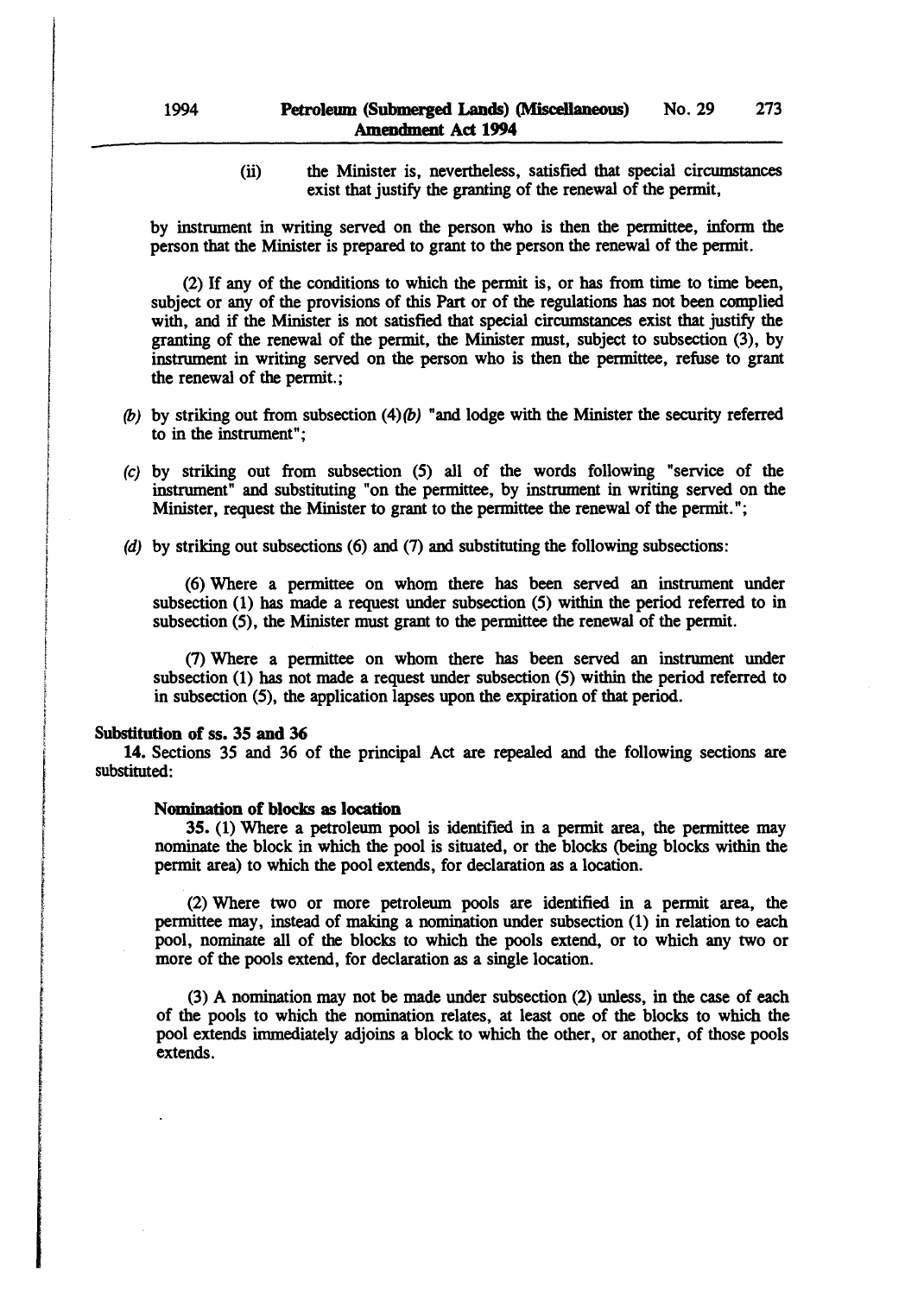(ii) the Minister is, nevertheless, satisfied that special circumstances exist that justify the granting of the renewal of the permit,

by instrument in writing served on the person who is then the permittee, inform the person that the Minister is prepared to grant to the person the renewal of the permit.

(2) If any of the conditions to which the permit is, or has from time to time been, subject or any of the provisions of this Part or of the regulations has not been complied with, and if the Minister is not satisfied that special circumstances exist that justify the granting of the renewal of the permit, the Minister must, subject to subsection (3), by instrument in writing served on the person who is then the permittee, refuse to grant the renewal of the permit.;

*(b)* by striking out from subsection (4)*(b)* "and lodge with the Minister the security referred to in the instrument";

*(c)* by striking out from subsection (5) all of the words following "service of the instrument" and substituting "on the permittee, by instrument in writing served on the Minister, request the Minister to grant to the permittee the renewal of the permit.";

*(d)* by striking out subsections (6) and (7) and substituting the following subsections:

(6) Where a permittee on whom there has been served an instrument under subsection (1) has made a request under subsection (5) within the period referred to in subsection (5), the Minister must grant to the permittee the renewal of the permit.

(7) Where a permittee on whom there has been served an instrument under subsection (1) has not made a request under subsection (5) within the period referred to in subsection (5), the application lapses upon the expiration of that period.

**Substitution of ss. 35 and 36**

**14.** Sections 35 and 36 of the principal Act are repealed and the following sections are substituted:

**Nomination of blocks as location**

**35.** (1) Where a petroleum pool is identified in a permit area, the permittee may nominate the block in which the pool is situated, or the blocks (being blocks within the permit area) to which the pool extends, for declaration as a location.

(2) Where two or more petroleum pools are identified in a permit area, the permittee may, instead of making a nomination under subsection (1) in relation to each pool, nominate all of the blocks to which the pools extend, or to which any two or more of the pools extend, for declaration as a single location.

(3) A nomination may not be made under subsection (2) unless, in the case of each of the pools to which the nomination relates, at least one of the blocks to which the pool extends immediately adjoins a block to which the other, or another, of those pools extends.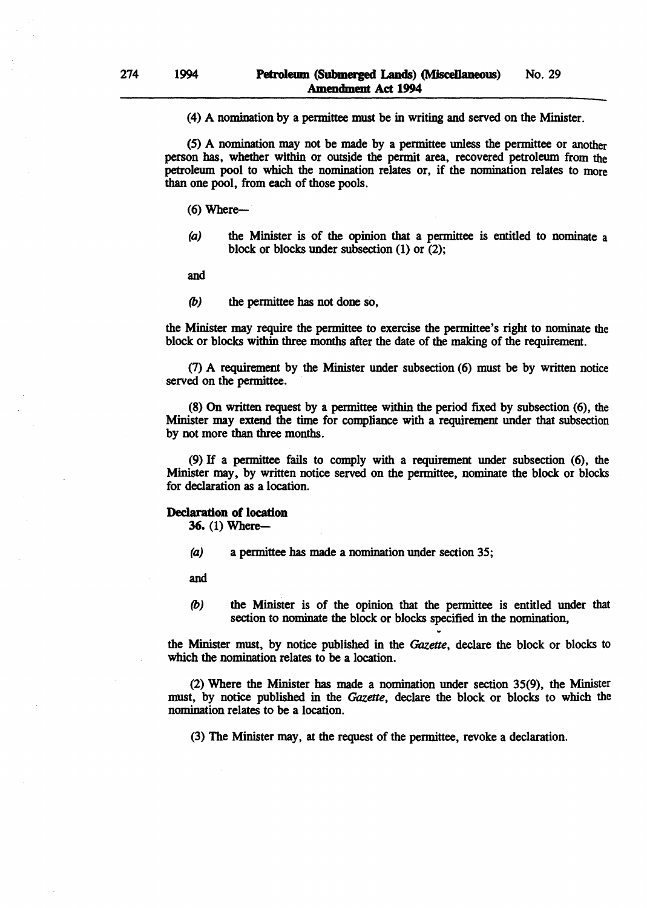(4) A nomination by a permittee must be in writing and served on the Minister.

(5) A nomination may not be made by a permittee unless the permittee or another person has, whether within or outside the permit area, recovered petroleum from the petroleum pool to which the nomination relates or, if the nomination relates to more than one pool, from each of those pools.

(6) Where—

*(a)* the Minister is of the opinion that a permittee is entitled to nominate a block or blocks under subsection (1) or (2);

and

*(b)* the permittee has not done so,

the Minister may require the permittee to exercise the permittee's right to nominate the block or blocks within three months after the date of the making of the requirement.

(7) A requirement by the Minister under subsection (6) must be by written notice served on the permittee.

(8) On written request by a permittee within the period fixed by subsection (6), the Minister may extend the time for compliance with a requirement under that subsection by not more than three months.

(9) If a permittee fails to comply with a requirement under subsection (6), the Minister may, by written notice served on the permittee, nominate the block or blocks for declaration as a location.

**Declaration of location**

**36.** (1) Where—

*(a)* a permittee has made a nomination under section 35;

and

*(b)* the Minister is of the opinion that the permittee is entitled under that section to nominate the block or blocks specified in the nomination,

the Minister must, by notice published in the *Gazette*, declare the block or blocks to which the nomination relates to be a location.

(2) Where the Minister has made a nomination under section 35(9), the Minister must, by notice published in the *Gazette*, declare the block or blocks to which the nomination relates to be a location.

(3) The Minister may, at the request of the permittee, revoke a declaration.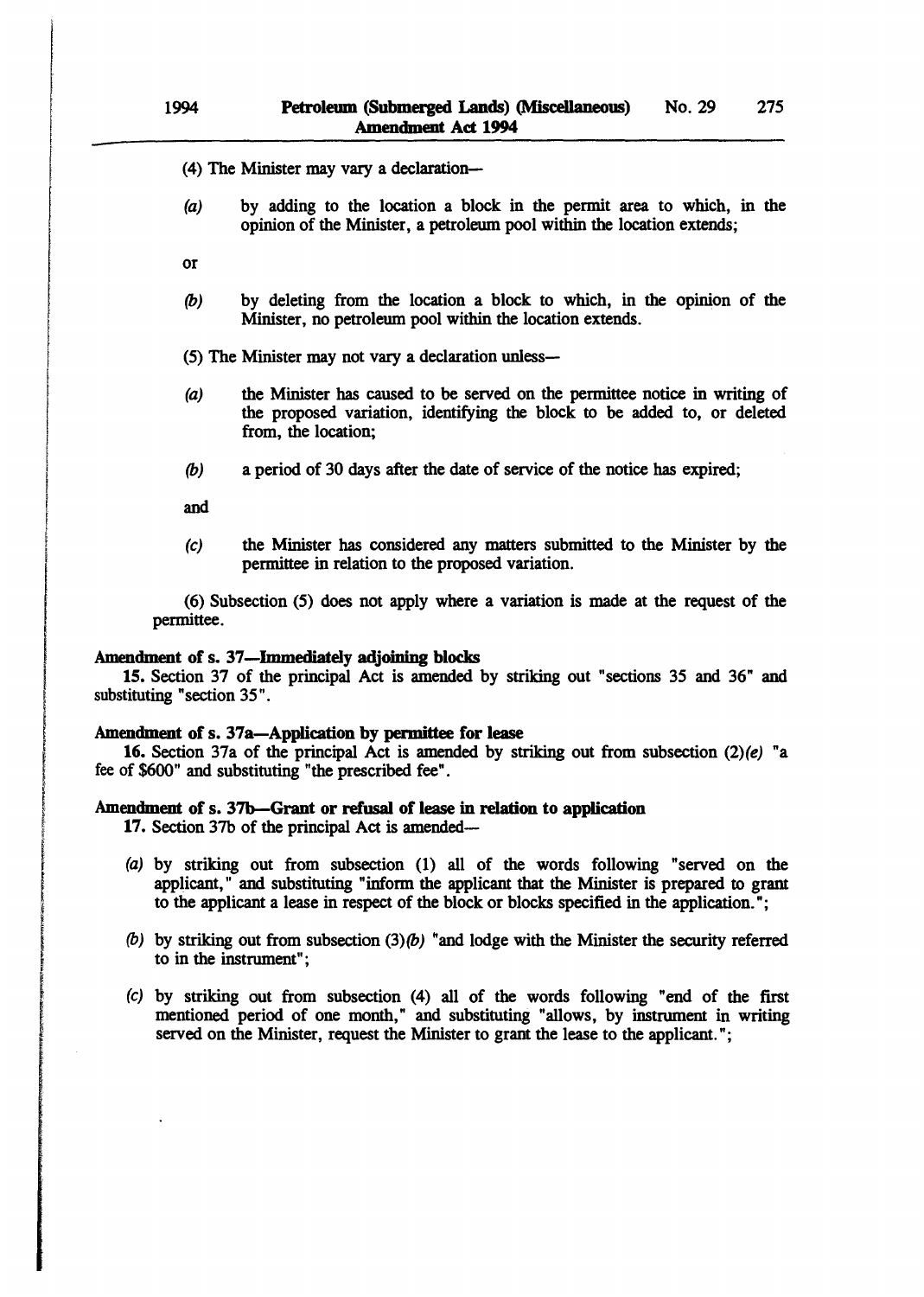(4) The Minister may vary a declaration—

*(a)* by adding to the location a block in the permit area to which, in the opinion of the Minister, a petroleum pool within the location extends;

or

*(b)* by deleting from the location a block to which, in the opinion of the Minister, no petroleum pool within the location extends.

(5) The Minister may not vary a declaration unless—

*(a)* the Minister has caused to be served on the permittee notice in writing of the proposed variation, identifying the block to be added to, or deleted from, the location;

*(b)* a period of 30 days after the date of service of the notice has expired;

and

*(c)* the Minister has considered any matters submitted to the Minister by the permittee in relation to the proposed variation.

(6) Subsection (5) does not apply where a variation is made at the request of the permittee.

**Amendment of s. 37—Immediately adjoining blocks**

**15.** Section 37 of the principal Act is amended by striking out "sections 35 and 36" and substituting "section 35".

**Amendment of s. 37a—Application by permittee for lease**

**16.** Section 37a of the principal Act is amended by striking out from subsection (2)*(e)* "a fee of $600" and substituting "the prescribed fee".

**Amendment of s. 37b—Grant or refusal of lease in relation to application**

**17.** Section 37b of the principal Act is amended—

*(a)* by striking out from subsection (1) all of the words following "served on the applicant," and substituting "inform the applicant that the Minister is prepared to grant to the applicant a lease in respect of the block or blocks specified in the application.";

*(b)* by striking out from subsection (3)*(b)* "and lodge with the Minister the security referred to in the instrument";

*(c)* by striking out from subsection (4) all of the words following "end of the first mentioned period of one month," and substituting "allows, by instrument in writing served on the Minister, request the Minister to grant the lease to the applicant.";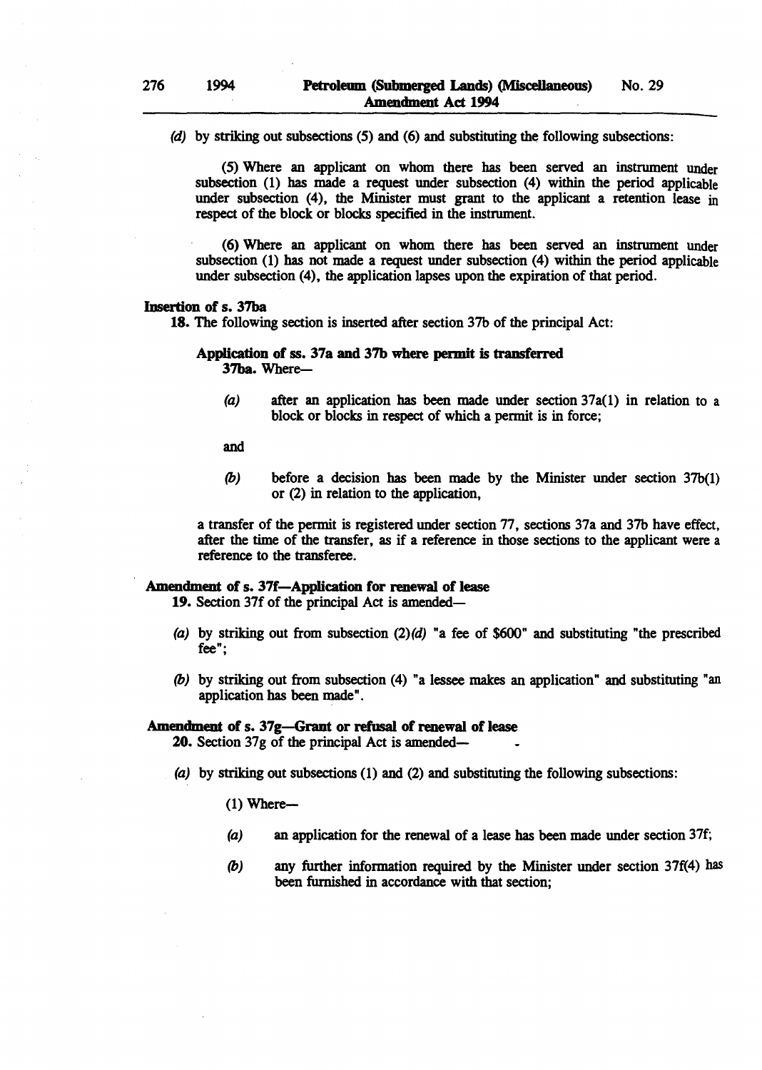*(d)* by striking out subsections (5) and (6) and substituting the following subsections:

(5) Where an applicant on whom there has been served an instrument under subsection (1) has made a request under subsection (4) within the period applicable under subsection (4), the Minister must grant to the applicant a retention lease in respect of the block or blocks specified in the instrument.

(6) Where an applicant on whom there has been served an instrument under subsection (1) has not made a request under subsection (4) within the period applicable under subsection (4), the application lapses upon the expiration of that period.

**Insertion of s. 37ba**

**18.** The following section is inserted after section 37b of the principal Act:

**Application of ss. 37a and 37b where permit is transferred**

**37ba.** Where—

*(a)* after an application has been made under section 37a(1) in relation to a block or blocks in respect of which a permit is in force;

and

*(b)* before a decision has been made by the Minister under section 37b(1) or (2) in relation to the application,

a transfer of the permit is registered under section 77, sections 37a and 37b have effect, after the time of the transfer, as if a reference in those sections to the applicant were a reference to the transferee.

**Amendment of s. 37f—Application for renewal of lease**

**19.** Section 37f of the principal Act is amended—

*(a)* by striking out from subsection (2)*(d)* "a fee of $600" and substituting "the prescribed fee";

*(b)* by striking out from subsection (4) "a lessee makes an application" and substituting "an application has been made".

**Amendment of s. 37g—Grant or refusal of renewal of lease**

**20.** Section 37g of the principal Act is amended—

*(a)* by striking out subsections (1) and (2) and substituting the following subsections:

(1) Where—

*(a)* an application for the renewal of a lease has been made under section 37f;

*(b)* any further information required by the Minister under section 37f(4) has been furnished in accordance with that section;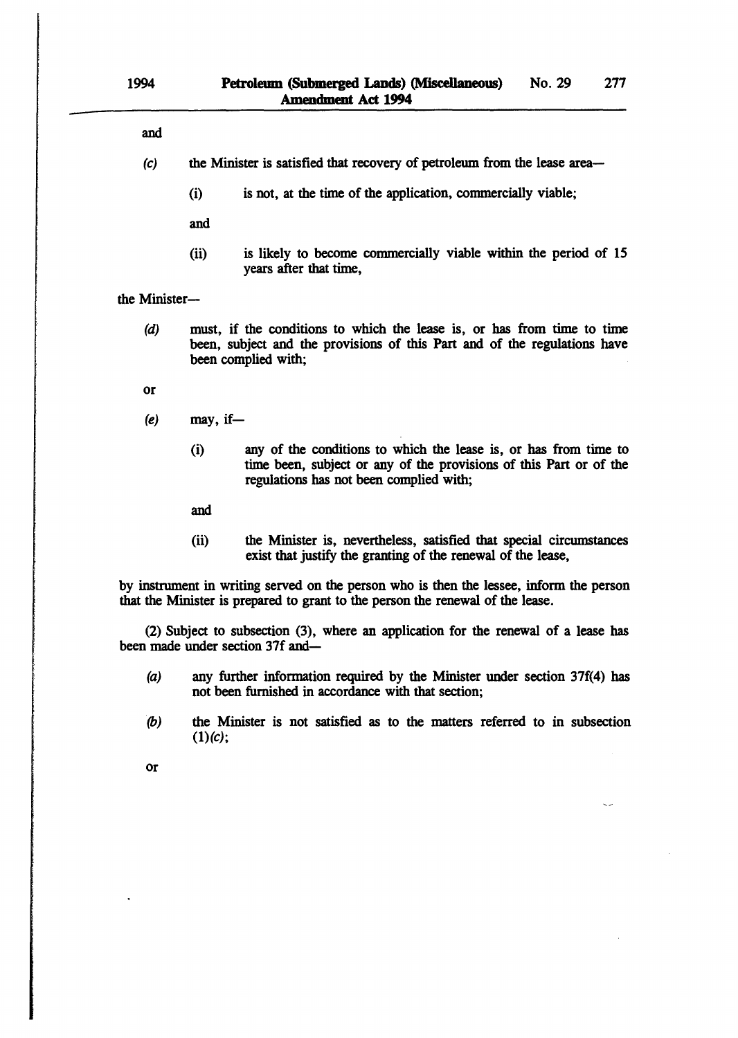and

*(c)* the Minister is satisfied that recovery of petroleum from the lease area—

(i) is not, at the time of the application, commercially viable;

and

(ii) is likely to become commercially viable within the period of 15 years after that time,

the Minister—

*(d)* must, if the conditions to which the lease is, or has from time to time been, subject and the provisions of this Part and of the regulations have been complied with;

or

*(e)* may, if—

(i) any of the conditions to which the lease is, or has from time to time been, subject or any of the provisions of this Part or of the regulations has not been complied with;

and

(ii) the Minister is, nevertheless, satisfied that special circumstances exist that justify the granting of the renewal of the lease,

by instrument in writing served on the person who is then the lessee, inform the person that the Minister is prepared to grant to the person the renewal of the lease.

(2) Subject to subsection (3), where an application for the renewal of a lease has been made under section 37f and—

*(a)* any further information required by the Minister under section 37f(4) has not been furnished in accordance with that section;

*(b)* the Minister is not satisfied as to the matters referred to in subsection (1)*(c)*;

or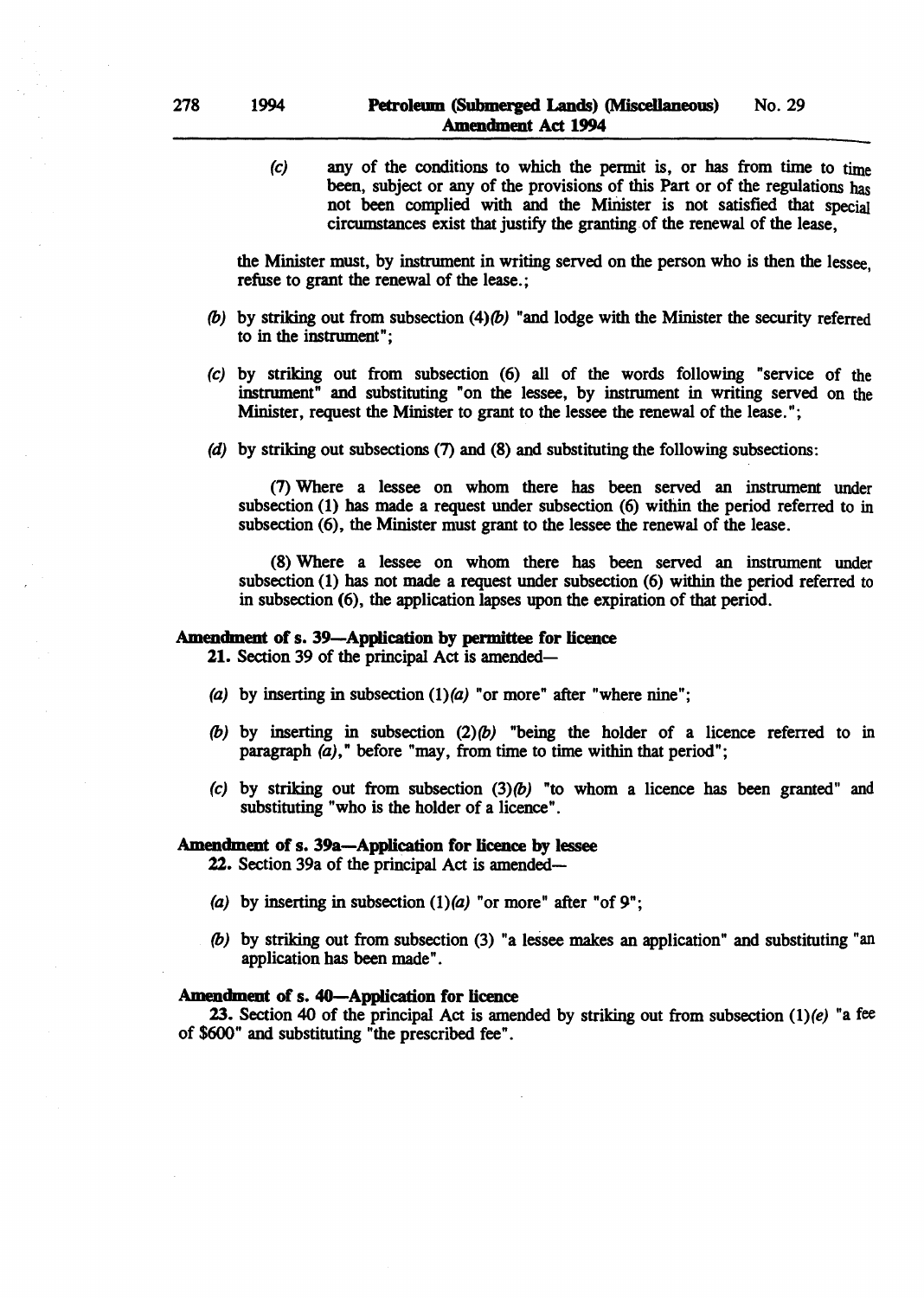(c) any of the conditions to which the permit is, or has from time to time been, subject or any of the provisions of this Part or of the regulations has not been complied with and the Minister is not satisfied that special circumstances exist that justify the granting of the renewal of the lease,

the Minister must, by instrument in writing served on the person who is then the lessee, refuse to grant the renewal of the lease.;

(b) by striking out from subsection (4)*(b)* "and lodge with the Minister the security referred to in the instrument";

(c) by striking out from subsection (6) all of the words following "service of the instrument" and substituting "on the lessee, by instrument in writing served on the Minister, request the Minister to grant to the lessee the renewal of the lease.";

(d) by striking out subsections (7) and (8) and substituting the following subsections:

(7) Where a lessee on whom there has been served an instrument under subsection (1) has made a request under subsection (6) within the period referred to in subsection (6), the Minister must grant to the lessee the renewal of the lease.

(8) Where a lessee on whom there has been served an instrument under subsection (1) has not made a request under subsection (6) within the period referred to in subsection (6), the application lapses upon the expiration of that period.

**Amendment of s. 39—Application by permittee for licence**

**21.** Section 39 of the principal Act is amended—

(a) by inserting in subsection (1)*(a)* "or more" after "where nine";

(b) by inserting in subsection (2)*(b)* "being the holder of a licence referred to in paragraph *(a)*," before "may, from time to time within that period";

(c) by striking out from subsection (3)*(b)* "to whom a licence has been granted" and substituting "who is the holder of a licence".

**Amendment of s. 39a—Application for licence by lessee**

**22.** Section 39a of the principal Act is amended—

(a) by inserting in subsection (1)*(a)* "or more" after "of 9";

(b) by striking out from subsection (3) "a lessee makes an application" and substituting "an application has been made".

**Amendment of s. 40—Application for licence**

**23.** Section 40 of the principal Act is amended by striking out from subsection (1)*(e)* "a fee of $600" and substituting "the prescribed fee".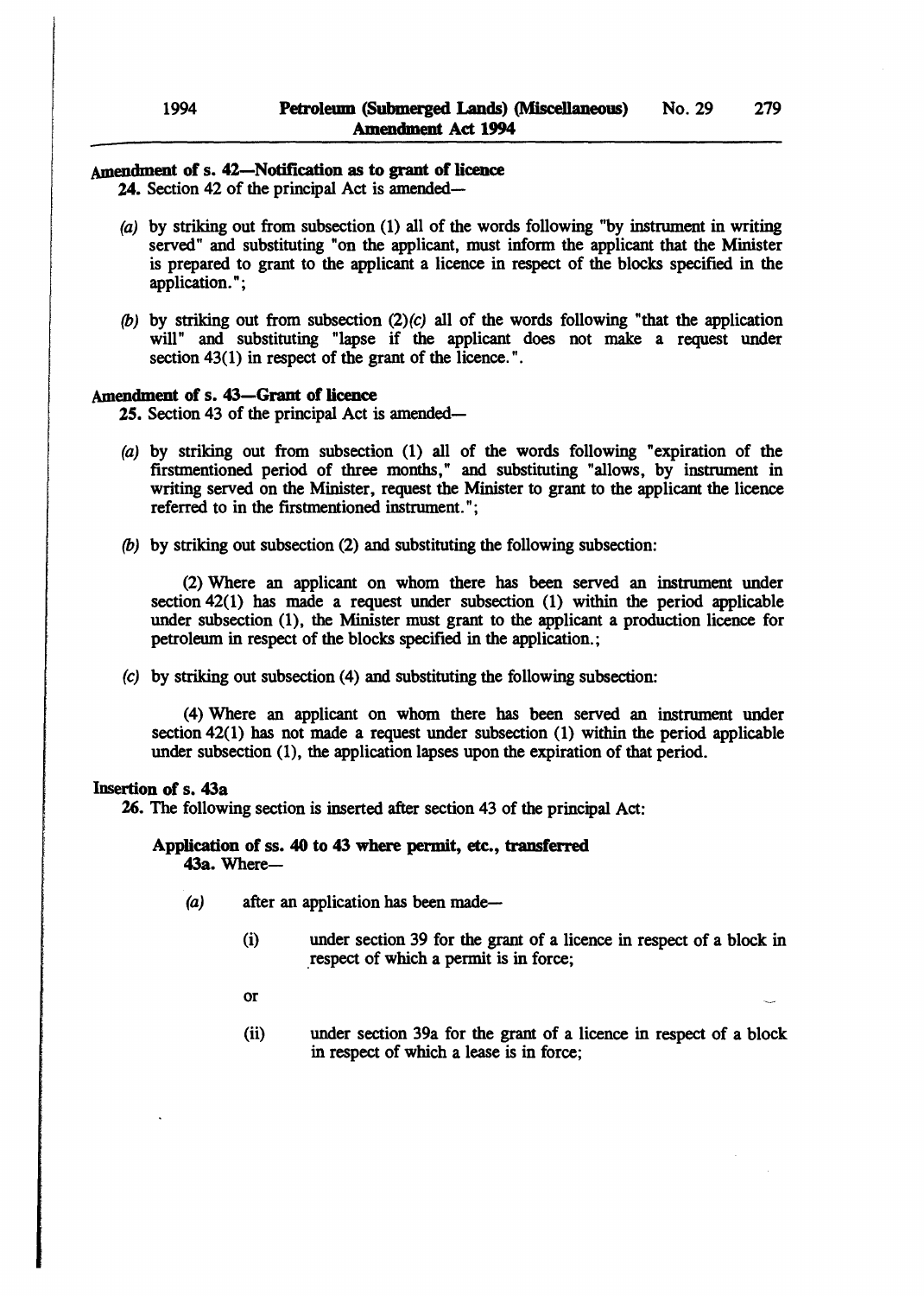**Amendment of s. 42—Notification as to grant of licence**

24. Section 42 of the principal Act is amended—

*(a)* by striking out from subsection (1) all of the words following "by instrument in writing served" and substituting "on the applicant, must inform the applicant that the Minister is prepared to grant to the applicant a licence in respect of the blocks specified in the application.";

*(b)* by striking out from subsection (2)*(c)* all of the words following "that the application will" and substituting "lapse if the applicant does not make a request under section 43(1) in respect of the grant of the licence.".

**Amendment of s. 43—Grant of licence**

25. Section 43 of the principal Act is amended—

*(a)* by striking out from subsection (1) all of the words following "expiration of the firstmentioned period of three months," and substituting "allows, by instrument in writing served on the Minister, request the Minister to grant to the applicant the licence referred to in the firstmentioned instrument.";

*(b)* by striking out subsection (2) and substituting the following subsection:

(2) Where an applicant on whom there has been served an instrument under section 42(1) has made a request under subsection (1) within the period applicable under subsection (1), the Minister must grant to the applicant a production licence for petroleum in respect of the blocks specified in the application.;

*(c)* by striking out subsection (4) and substituting the following subsection:

(4) Where an applicant on whom there has been served an instrument under section 42(1) has not made a request under subsection (1) within the period applicable under subsection (1), the application lapses upon the expiration of that period.

**Insertion of s. 43a**

26. The following section is inserted after section 43 of the principal Act:

**Application of ss. 40 to 43 where permit, etc., transferred**

43a. Where—

*(a)* after an application has been made—

(i) under section 39 for the grant of a licence in respect of a block in respect of which a permit is in force;

or

(ii) under section 39a for the grant of a licence in respect of a block in respect of which a lease is in force;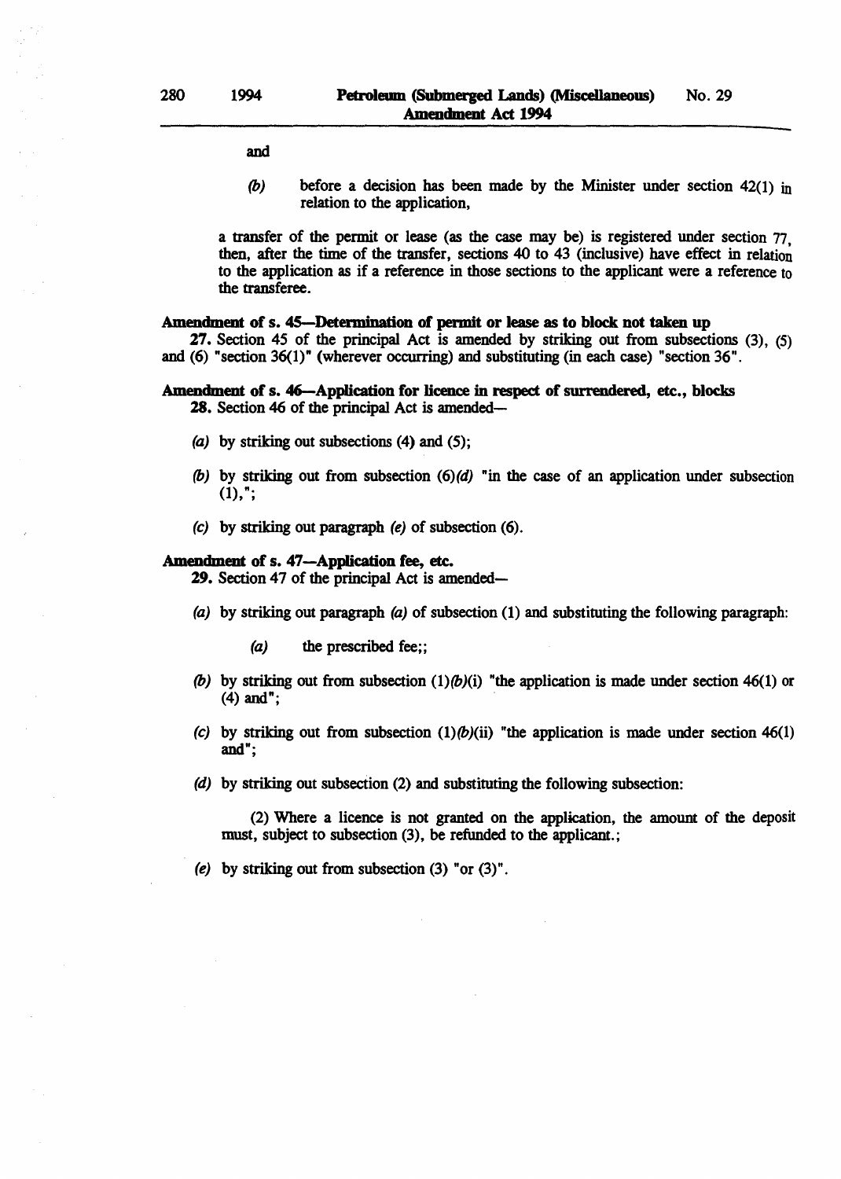and

*(b)* before a decision has been made by the Minister under section 42(1) in relation to the application,

a transfer of the permit or lease (as the case may be) is registered under section 77, then, after the time of the transfer, sections 40 to 43 (inclusive) have effect in relation to the application as if a reference in those sections to the applicant were a reference to the transferee.

**Amendment of s. 45—Determination of permit or lease as to block not taken up**

**27.** Section 45 of the principal Act is amended by striking out from subsections (3), (5) and (6) "section 36(1)" (wherever occurring) and substituting (in each case) "section 36".

**Amendment of s. 46—Application for licence in respect of surrendered, etc., blocks**

**28.** Section 46 of the principal Act is amended—

*(a)* by striking out subsections (4) and (5);

*(b)* by striking out from subsection (6)*(d)* "in the case of an application under subsection (1),";

*(c)* by striking out paragraph *(e)* of subsection (6).

**Amendment of s. 47—Application fee, etc.**

**29.** Section 47 of the principal Act is amended—

*(a)* by striking out paragraph *(a)* of subsection (1) and substituting the following paragraph:

*(a)* the prescribed fee;;

*(b)* by striking out from subsection (1)*(b)*(i) "the application is made under section 46(1) or (4) and";

*(c)* by striking out from subsection (1)*(b)*(ii) "the application is made under section 46(1) and";

*(d)* by striking out subsection (2) and substituting the following subsection:

(2) Where a licence is not granted on the application, the amount of the deposit must, subject to subsection (3), be refunded to the applicant.;

*(e)* by striking out from subsection (3) "or (3)".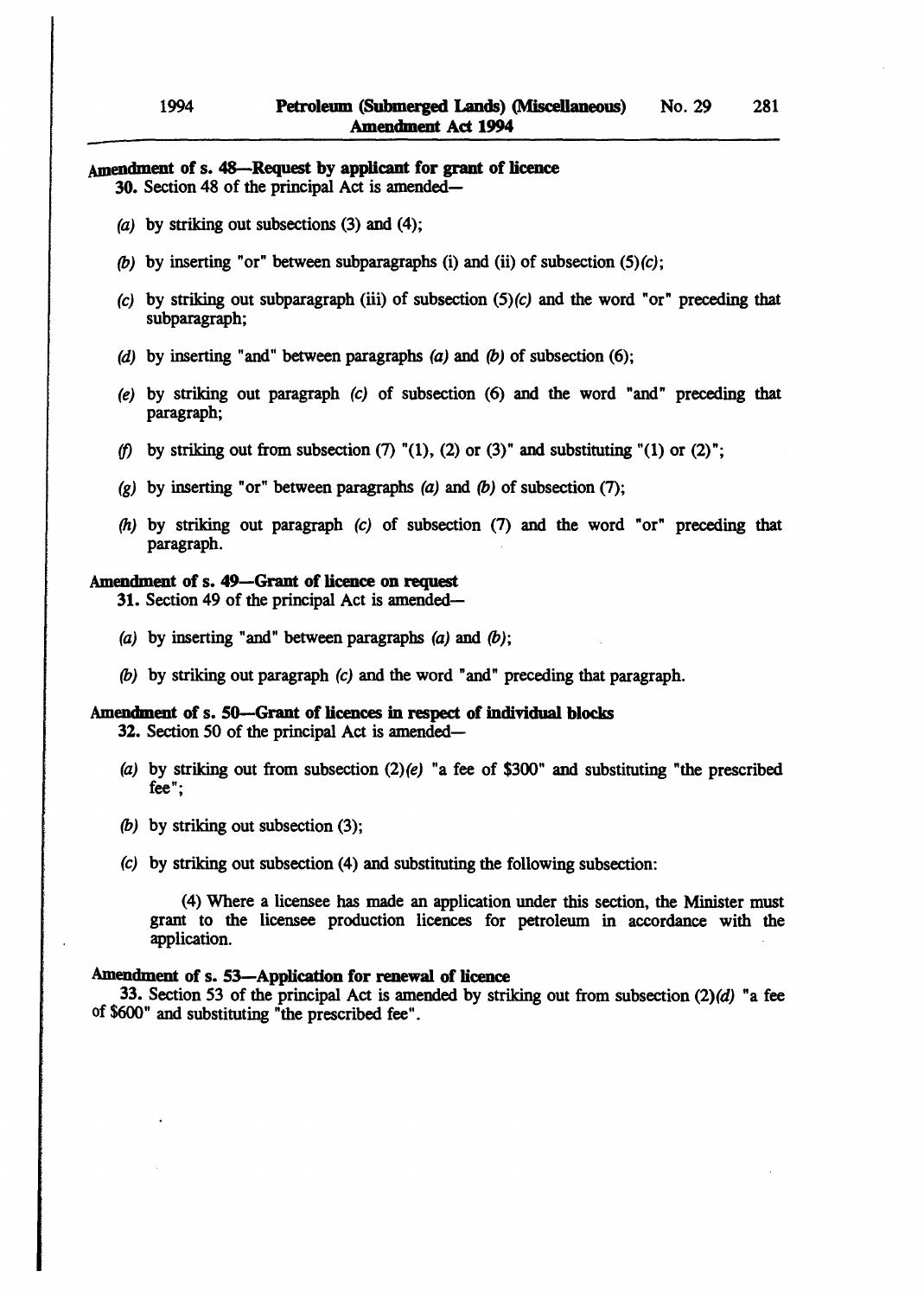**Amendment of s. 48—Request by applicant for grant of licence**

**30.** Section 48 of the principal Act is amended—

*(a)* by striking out subsections (3) and (4);

*(b)* by inserting "or" between subparagraphs (i) and (ii) of subsection (5)*(c)*;

*(c)* by striking out subparagraph (iii) of subsection (5)*(c)* and the word "or" preceding that subparagraph;

*(d)* by inserting "and" between paragraphs *(a)* and *(b)* of subsection (6);

*(e)* by striking out paragraph *(c)* of subsection (6) and the word "and" preceding that paragraph;

*(f)* by striking out from subsection (7) "(1), (2) or (3)" and substituting "(1) or (2)";

*(g)* by inserting "or" between paragraphs *(a)* and *(b)* of subsection (7);

*(h)* by striking out paragraph *(c)* of subsection (7) and the word "or" preceding that paragraph.

**Amendment of s. 49—Grant of licence on request**

**31.** Section 49 of the principal Act is amended—

*(a)* by inserting "and" between paragraphs *(a)* and *(b)*;

*(b)* by striking out paragraph *(c)* and the word "and" preceding that paragraph.

**Amendment of s. 50—Grant of licences in respect of individual blocks**

**32.** Section 50 of the principal Act is amended—

*(a)* by striking out from subsection (2)*(e)* "a fee of $300" and substituting "the prescribed fee";

*(b)* by striking out subsection (3);

*(c)* by striking out subsection (4) and substituting the following subsection:

(4) Where a licensee has made an application under this section, the Minister must grant to the licensee production licences for petroleum in accordance with the application.

**Amendment of s. 53—Application for renewal of licence**

**33.** Section 53 of the principal Act is amended by striking out from subsection (2)*(d)* "a fee of $600" and substituting "the prescribed fee".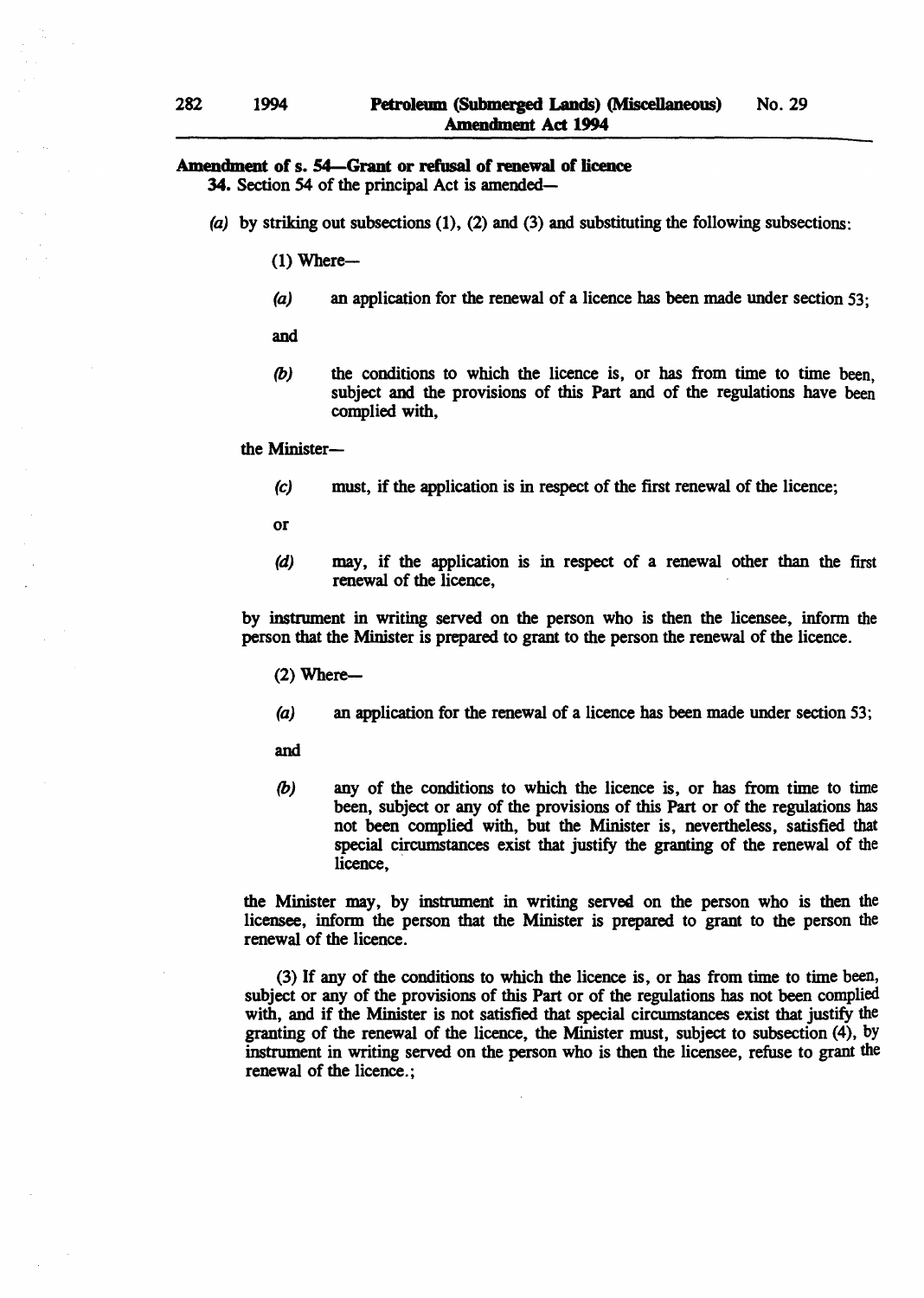**Amendment of s. 54—Grant or refusal of renewal of licence**

**34.** Section 54 of the principal Act is amended—

*(a)* by striking out subsections (1), (2) and (3) and substituting the following subsections:

(1) Where—

*(a)* an application for the renewal of a licence has been made under section 53;

and

*(b)* the conditions to which the licence is, or has from time to time been, subject and the provisions of this Part and of the regulations have been complied with,

the Minister—

*(c)* must, if the application is in respect of the first renewal of the licence;

or

*(d)* may, if the application is in respect of a renewal other than the first renewal of the licence,

by instrument in writing served on the person who is then the licensee, inform the person that the Minister is prepared to grant to the person the renewal of the licence.

(2) Where—

*(a)* an application for the renewal of a licence has been made under section 53;

and

*(b)* any of the conditions to which the licence is, or has from time to time been, subject or any of the provisions of this Part or of the regulations has not been complied with, but the Minister is, nevertheless, satisfied that special circumstances exist that justify the granting of the renewal of the licence,

the Minister may, by instrument in writing served on the person who is then the licensee, inform the person that the Minister is prepared to grant to the person the renewal of the licence.

(3) If any of the conditions to which the licence is, or has from time to time been, subject or any of the provisions of this Part or of the regulations has not been complied with, and if the Minister is not satisfied that special circumstances exist that justify the granting of the renewal of the licence, the Minister must, subject to subsection (4), by instrument in writing served on the person who is then the licensee, refuse to grant the renewal of the licence.;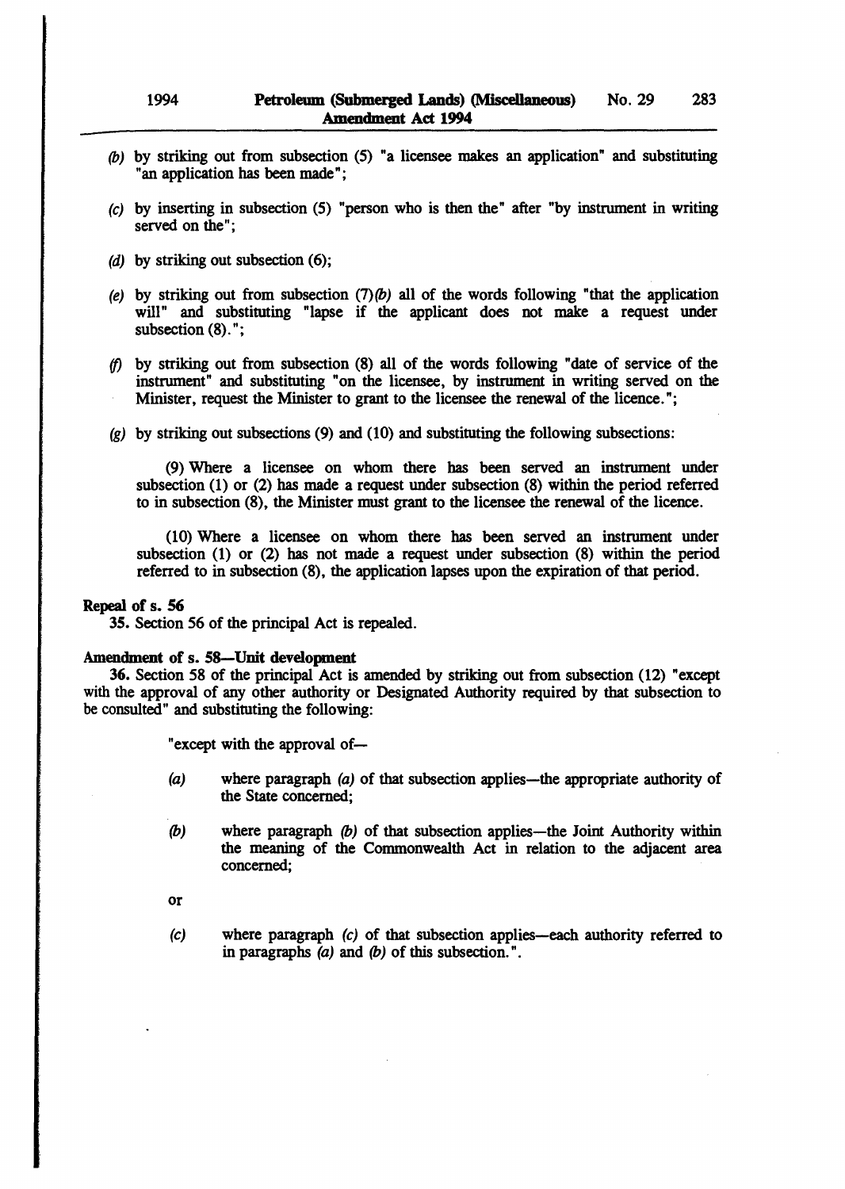*(b)* by striking out from subsection (5) "a licensee makes an application" and substituting "an application has been made";

*(c)* by inserting in subsection (5) "person who is then the" after "by instrument in writing served on the";

*(d)* by striking out subsection (6);

*(e)* by striking out from subsection (7)*(b)* all of the words following "that the application will" and substituting "lapse if the applicant does not make a request under subsection (8).";

*(f)* by striking out from subsection (8) all of the words following "date of service of the instrument" and substituting "on the licensee, by instrument in writing served on the Minister, request the Minister to grant to the licensee the renewal of the licence.";

*(g)* by striking out subsections (9) and (10) and substituting the following subsections:

(9) Where a licensee on whom there has been served an instrument under subsection (1) or (2) has made a request under subsection (8) within the period referred to in subsection (8), the Minister must grant to the licensee the renewal of the licence.

(10) Where a licensee on whom there has been served an instrument under subsection (1) or (2) has not made a request under subsection (8) within the period referred to in subsection (8), the application lapses upon the expiration of that period.

**Repeal of s. 56**

35. Section 56 of the principal Act is repealed.

**Amendment of s. 58—Unit development**

36. Section 58 of the principal Act is amended by striking out from subsection (12) "except with the approval of any other authority or Designated Authority required by that subsection to be consulted" and substituting the following:

"except with the approval of—

*(a)* where paragraph *(a)* of that subsection applies—the appropriate authority of the State concerned;

*(b)* where paragraph *(b)* of that subsection applies—the Joint Authority within the meaning of the Commonwealth Act in relation to the adjacent area concerned;

or

*(c)* where paragraph *(c)* of that subsection applies—each authority referred to in paragraphs *(a)* and *(b)* of this subsection.".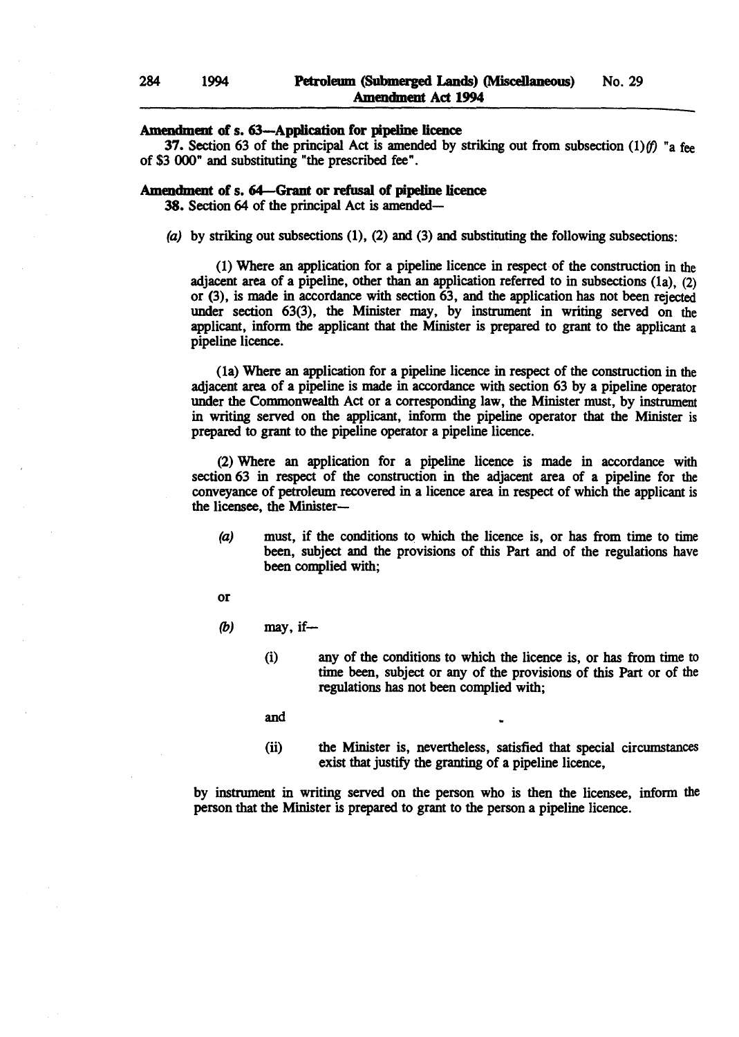**Amendment of s. 63—Application for pipeline licence**

**37.** Section 63 of the principal Act is amended by striking out from subsection (1)*(f)* "a fee of $3 000" and substituting "the prescribed fee".

**Amendment of s. 64—Grant or refusal of pipeline licence**

**38.** Section 64 of the principal Act is amended—

*(a)* by striking out subsections (1), (2) and (3) and substituting the following subsections:

(1) Where an application for a pipeline licence in respect of the construction in the adjacent area of a pipeline, other than an application referred to in subsections (1a), (2) or (3), is made in accordance with section 63, and the application has not been rejected under section 63(3), the Minister may, by instrument in writing served on the applicant, inform the applicant that the Minister is prepared to grant to the applicant a pipeline licence.

(1a) Where an application for a pipeline licence in respect of the construction in the adjacent area of a pipeline is made in accordance with section 63 by a pipeline operator under the Commonwealth Act or a corresponding law, the Minister must, by instrument in writing served on the applicant, inform the pipeline operator that the Minister is prepared to grant to the pipeline operator a pipeline licence.

(2) Where an application for a pipeline licence is made in accordance with section 63 in respect of the construction in the adjacent area of a pipeline for the conveyance of petroleum recovered in a licence area in respect of which the applicant is the licensee, the Minister—

*(a)* must, if the conditions to which the licence is, or has from time to time been, subject and the provisions of this Part and of the regulations have been complied with;

or

*(b)* may, if—

(i) any of the conditions to which the licence is, or has from time to time been, subject or any of the provisions of this Part or of the regulations has not been complied with;

and

(ii) the Minister is, nevertheless, satisfied that special circumstances exist that justify the granting of a pipeline licence,

by instrument in writing served on the person who is then the licensee, inform the person that the Minister is prepared to grant to the person a pipeline licence.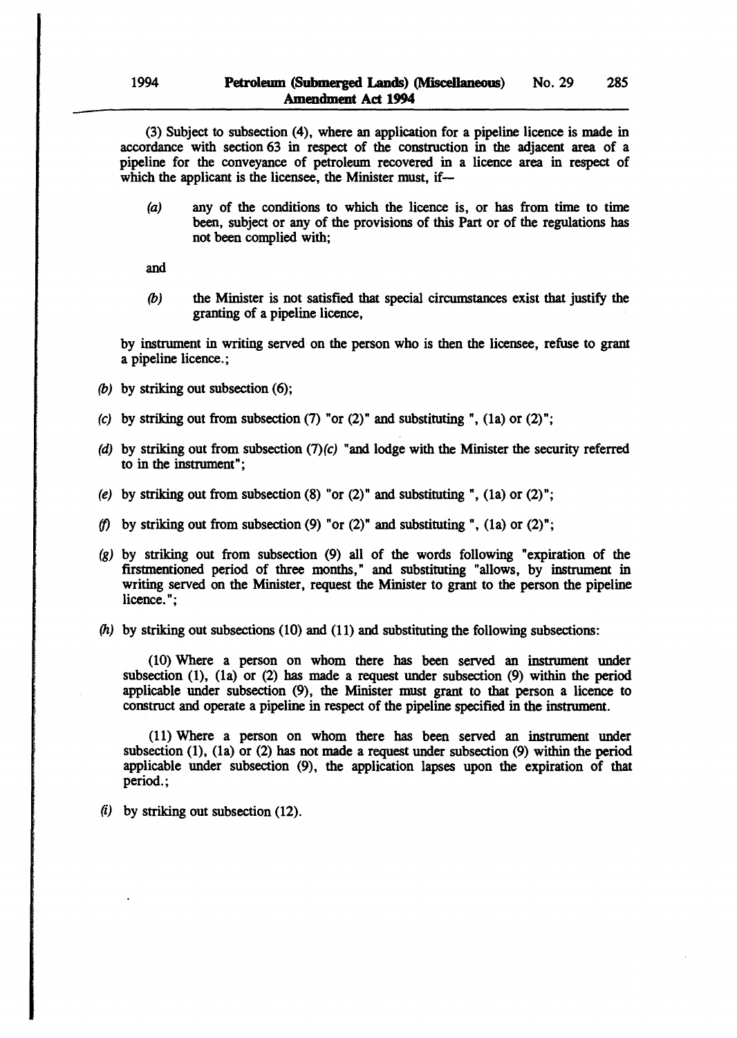(3) Subject to subsection (4), where an application for a pipeline licence is made in accordance with section 63 in respect of the construction in the adjacent area of a pipeline for the conveyance of petroleum recovered in a licence area in respect of which the applicant is the licensee, the Minister must, if—

*(a)* any of the conditions to which the licence is, or has from time to time been, subject or any of the provisions of this Part or of the regulations has not been complied with;

and

*(b)* the Minister is not satisfied that special circumstances exist that justify the granting of a pipeline licence,

by instrument in writing served on the person who is then the licensee, refuse to grant a pipeline licence.;

*(b)* by striking out subsection (6);

*(c)* by striking out from subsection (7) "or (2)" and substituting ", (1a) or (2)";

*(d)* by striking out from subsection (7)*(c)* "and lodge with the Minister the security referred to in the instrument";

*(e)* by striking out from subsection (8) "or (2)" and substituting ", (1a) or (2)";

*(f)* by striking out from subsection (9) "or (2)" and substituting ", (1a) or (2)";

*(g)* by striking out from subsection (9) all of the words following "expiration of the firstmentioned period of three months," and substituting "allows, by instrument in writing served on the Minister, request the Minister to grant to the person the pipeline licence.";

*(h)* by striking out subsections (10) and (11) and substituting the following subsections:

(10) Where a person on whom there has been served an instrument under subsection (1), (1a) or (2) has made a request under subsection (9) within the period applicable under subsection (9), the Minister must grant to that person a licence to construct and operate a pipeline in respect of the pipeline specified in the instrument.

(11) Where a person on whom there has been served an instrument under subsection (1), (1a) or (2) has not made a request under subsection (9) within the period applicable under subsection (9), the application lapses upon the expiration of that period.;

*(i)* by striking out subsection (12).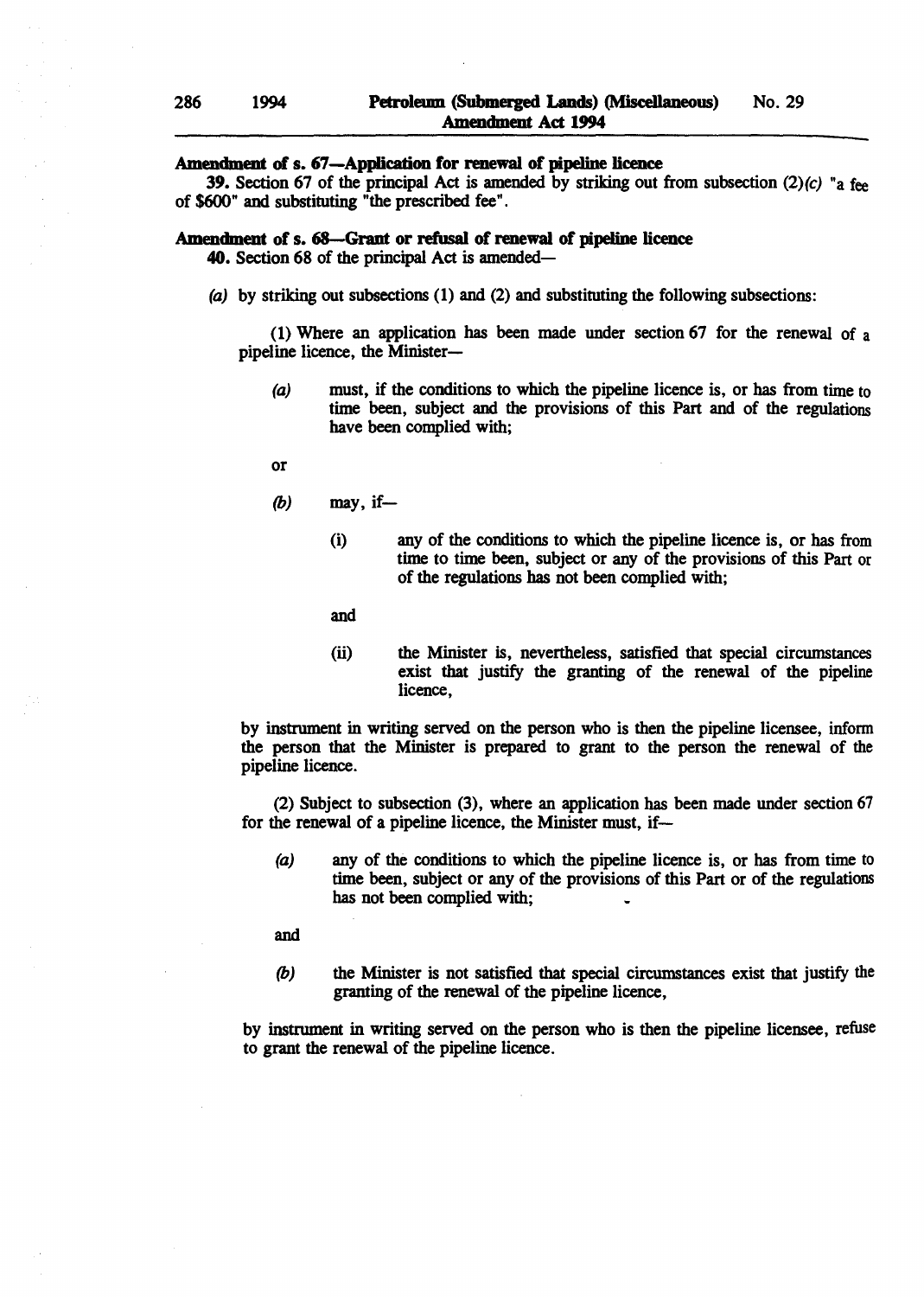**Amendment of s. 67—Application for renewal of pipeline licence**

**39.** Section 67 of the principal Act is amended by striking out from subsection (2)*(c)* "a fee of $600" and substituting "the prescribed fee".

**Amendment of s. 68—Grant or refusal of renewal of pipeline licence**

**40.** Section 68 of the principal Act is amended—

*(a)* by striking out subsections (1) and (2) and substituting the following subsections:

(1) Where an application has been made under section 67 for the renewal of a pipeline licence, the Minister—

*(a)* must, if the conditions to which the pipeline licence is, or has from time to time been, subject and the provisions of this Part and of the regulations have been complied with;

or

*(b)* may, if—

(i) any of the conditions to which the pipeline licence is, or has from time to time been, subject or any of the provisions of this Part or of the regulations has not been complied with;

and

(ii) the Minister is, nevertheless, satisfied that special circumstances exist that justify the granting of the renewal of the pipeline licence,

by instrument in writing served on the person who is then the pipeline licensee, inform the person that the Minister is prepared to grant to the person the renewal of the pipeline licence.

(2) Subject to subsection (3), where an application has been made under section 67 for the renewal of a pipeline licence, the Minister must, if—

*(a)* any of the conditions to which the pipeline licence is, or has from time to time been, subject or any of the provisions of this Part or of the regulations has not been complied with;

and

*(b)* the Minister is not satisfied that special circumstances exist that justify the granting of the renewal of the pipeline licence,

by instrument in writing served on the person who is then the pipeline licensee, refuse to grant the renewal of the pipeline licence.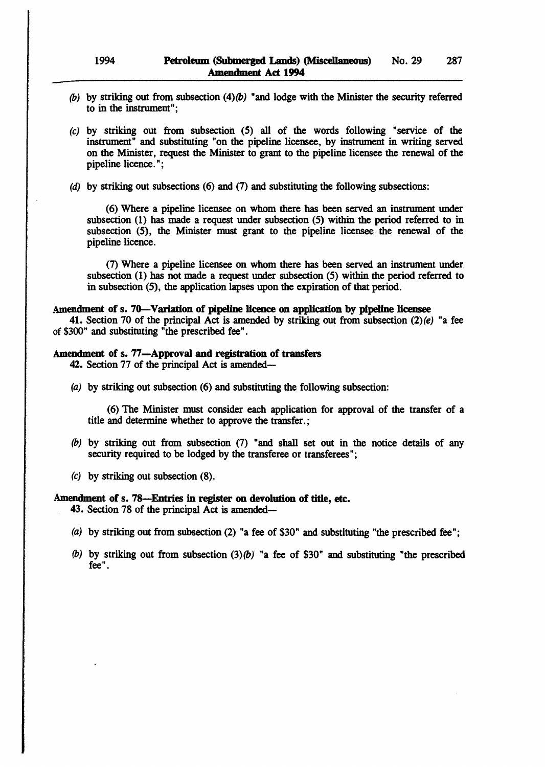*(b)* by striking out from subsection (4)*(b)* "and lodge with the Minister the security referred to in the instrument";

*(c)* by striking out from subsection (5) all of the words following "service of the instrument" and substituting "on the pipeline licensee, by instrument in writing served on the Minister, request the Minister to grant to the pipeline licensee the renewal of the pipeline licence.";

*(d)* by striking out subsections (6) and (7) and substituting the following subsections:

(6) Where a pipeline licensee on whom there has been served an instrument under subsection (1) has made a request under subsection (5) within the period referred to in subsection (5), the Minister must grant to the pipeline licensee the renewal of the pipeline licence.

(7) Where a pipeline licensee on whom there has been served an instrument under subsection (1) has not made a request under subsection (5) within the period referred to in subsection (5), the application lapses upon the expiration of that period.

**Amendment of s. 70—Variation of pipeline licence on application by pipeline licensee**

**41.** Section 70 of the principal Act is amended by striking out from subsection (2)*(e)* "a fee of $300" and substituting "the prescribed fee".

**Amendment of s. 77—Approval and registration of transfers**

**42.** Section 77 of the principal Act is amended—

*(a)* by striking out subsection (6) and substituting the following subsection:

(6) The Minister must consider each application for approval of the transfer of a title and determine whether to approve the transfer.;

*(b)* by striking out from subsection (7) "and shall set out in the notice details of any security required to be lodged by the transferee or transferees";

*(c)* by striking out subsection (8).

**Amendment of s. 78—Entries in register on devolution of title, etc.**

**43.** Section 78 of the principal Act is amended—

*(a)* by striking out from subsection (2) "a fee of $30" and substituting "the prescribed fee";

*(b)* by striking out from subsection (3)*(b)* "a fee of $30" and substituting "the prescribed fee".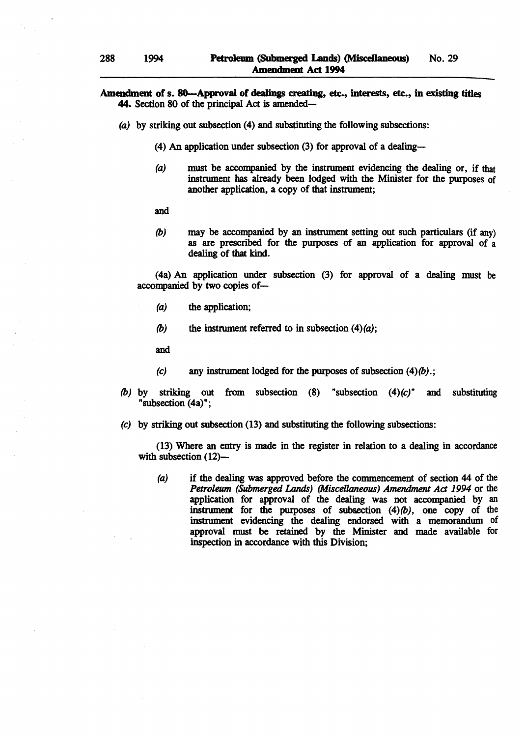**Amendment of s. 80—Approval of dealings creating, etc., interests, etc., in existing titles**

**44.** Section 80 of the principal Act is amended—

*(a)* by striking out subsection (4) and substituting the following subsections:

(4) An application under subsection (3) for approval of a dealing—

*(a)* must be accompanied by the instrument evidencing the dealing or, if that instrument has already been lodged with the Minister for the purposes of another application, a copy of that instrument;

and

*(b)* may be accompanied by an instrument setting out such particulars (if any) as are prescribed for the purposes of an application for approval of a dealing of that kind.

(4a) An application under subsection (3) for approval of a dealing must be accompanied by two copies of—

*(a)* the application;

*(b)* the instrument referred to in subsection (4)*(a)*;

and

*(c)* any instrument lodged for the purposes of subsection (4)*(b)*.;

*(b)* by striking out from subsection (8) "subsection (4)*(c)*" and substituting "subsection (4a)";

*(c)* by striking out subsection (13) and substituting the following subsections:

(13) Where an entry is made in the register in relation to a dealing in accordance with subsection (12)—

*(a)* if the dealing was approved before the commencement of section 44 of the *Petroleum (Submerged Lands) (Miscellaneous) Amendment Act 1994* or the application for approval of the dealing was not accompanied by an instrument for the purposes of subsection (4)*(b)*, one copy of the instrument evidencing the dealing endorsed with a memorandum of approval must be retained by the Minister and made available for inspection in accordance with this Division;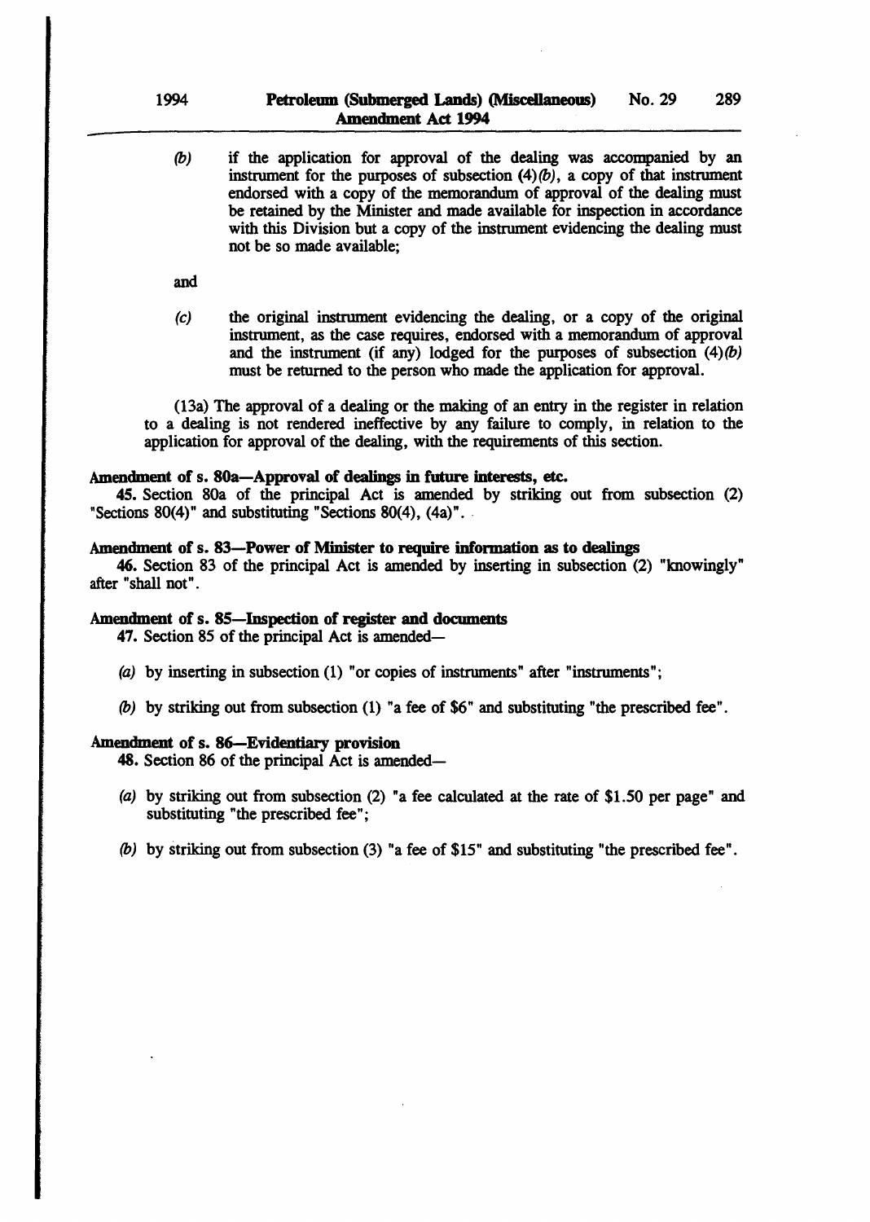*(b)* if the application for approval of the dealing was accompanied by an instrument for the purposes of subsection (4)*(b)*, a copy of that instrument endorsed with a copy of the memorandum of approval of the dealing must be retained by the Minister and made available for inspection in accordance with this Division but a copy of the instrument evidencing the dealing must not be so made available;

and

*(c)* the original instrument evidencing the dealing, or a copy of the original instrument, as the case requires, endorsed with a memorandum of approval and the instrument (if any) lodged for the purposes of subsection (4)*(b)* must be returned to the person who made the application for approval.

(13a) The approval of a dealing or the making of an entry in the register in relation to a dealing is not rendered ineffective by any failure to comply, in relation to the application for approval of the dealing, with the requirements of this section.

**Amendment of s. 80a—Approval of dealings in future interests, etc.**

**45.** Section 80a of the principal Act is amended by striking out from subsection (2) "Sections 80(4)" and substituting "Sections 80(4), (4a)".

**Amendment of s. 83—Power of Minister to require information as to dealings**

**46.** Section 83 of the principal Act is amended by inserting in subsection (2) "knowingly" after "shall not".

**Amendment of s. 85—Inspection of register and documents**

**47.** Section 85 of the principal Act is amended—

*(a)* by inserting in subsection (1) "or copies of instruments" after "instruments";

*(b)* by striking out from subsection (1) "a fee of $6" and substituting "the prescribed fee".

**Amendment of s. 86—Evidentiary provision**

**48.** Section 86 of the principal Act is amended—

*(a)* by striking out from subsection (2) "a fee calculated at the rate of $1.50 per page" and substituting "the prescribed fee";

*(b)* by striking out from subsection (3) "a fee of $15" and substituting "the prescribed fee".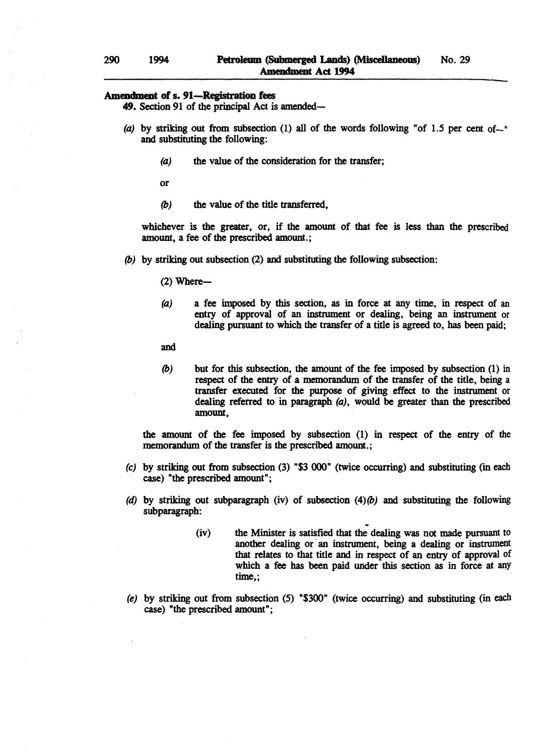**Amendment of s. 91—Registration fees**

**49.** Section 91 of the principal Act is amended—

*(a)* by striking out from subsection (1) all of the words following "of 1.5 per cent of—" and substituting the following:

> *(a)* the value of the consideration for the transfer;
>
> or
>
> *(b)* the value of the title transferred,
>
> whichever is the greater, or, if the amount of that fee is less than the prescribed amount, a fee of the prescribed amount.;

*(b)* by striking out subsection (2) and substituting the following subsection:

> (2) Where—
>
> *(a)* a fee imposed by this section, as in force at any time, in respect of an entry of approval of an instrument or dealing, being an instrument or dealing pursuant to which the transfer of a title is agreed to, has been paid;
>
> and
>
> *(b)* but for this subsection, the amount of the fee imposed by subsection (1) in respect of the entry of a memorandum of the transfer of the title, being a transfer executed for the purpose of giving effect to the instrument or dealing referred to in paragraph *(a)*, would be greater than the prescribed amount,
>
> the amount of the fee imposed by subsection (1) in respect of the entry of the memorandum of the transfer is the prescribed amount.;

*(c)* by striking out from subsection (3) "$3 000" (twice occurring) and substituting (in each case) "the prescribed amount";

*(d)* by striking out subparagraph (iv) of subsection (4)*(b)* and substituting the following subparagraph:

> (iv) the Minister is satisfied that the dealing was not made pursuant to another dealing or an instrument, being a dealing or instrument that relates to that title and in respect of an entry of approval of which a fee has been paid under this section as in force at any time,;

*(e)* by striking out from subsection (5) "$300" (twice occurring) and substituting (in each case) "the prescribed amount";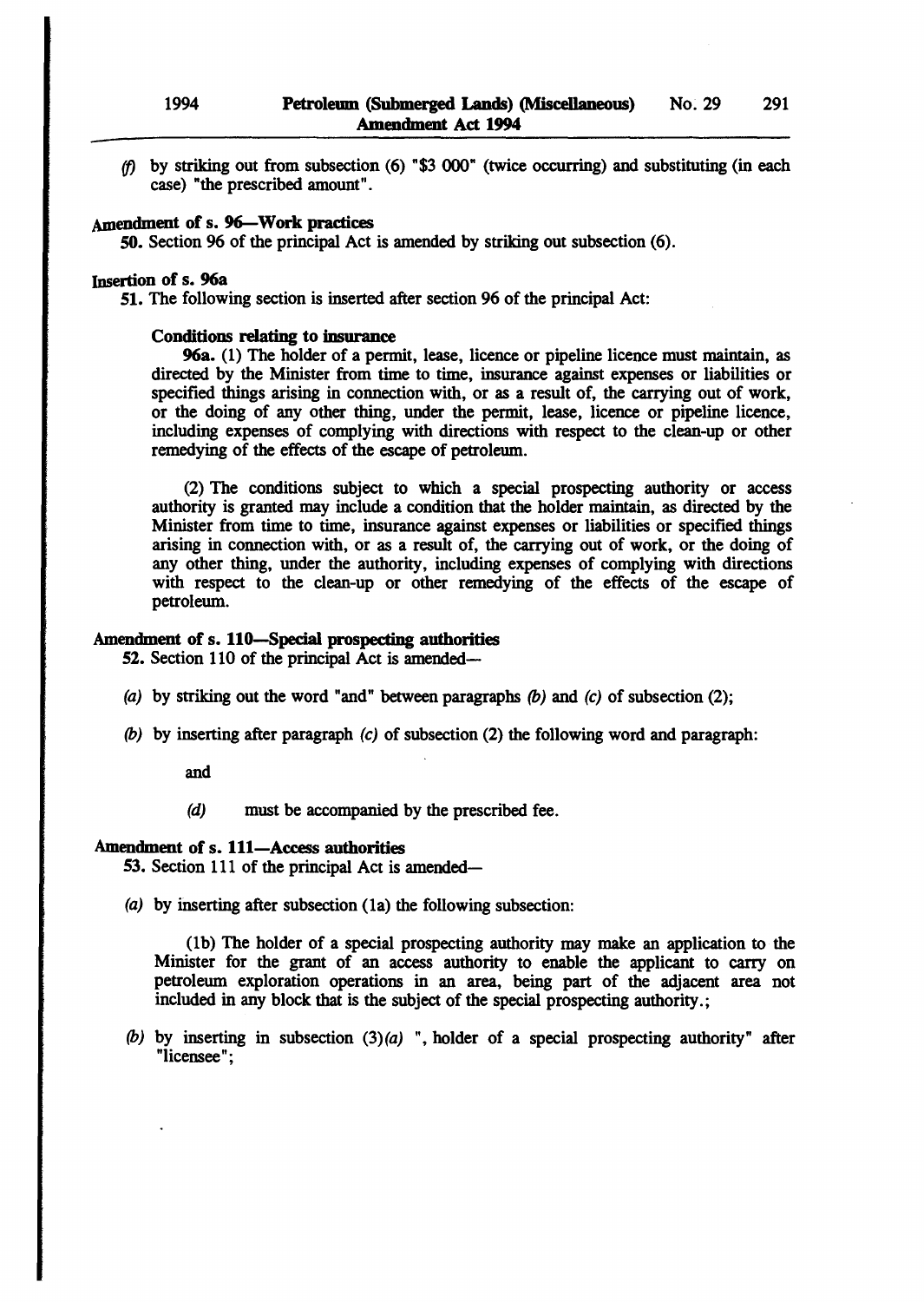*(f)* by striking out from subsection (6) "$3 000" (twice occurring) and substituting (in each case) "the prescribed amount".

**Amendment of s. 96—Work practices**

**50.** Section 96 of the principal Act is amended by striking out subsection (6).

**Insertion of s. 96a**

**51.** The following section is inserted after section 96 of the principal Act:

**Conditions relating to insurance**

**96a.** (1) The holder of a permit, lease, licence or pipeline licence must maintain, as directed by the Minister from time to time, insurance against expenses or liabilities or specified things arising in connection with, or as a result of, the carrying out of work, or the doing of any other thing, under the permit, lease, licence or pipeline licence, including expenses of complying with directions with respect to the clean-up or other remedying of the effects of the escape of petroleum.

(2) The conditions subject to which a special prospecting authority or access authority is granted may include a condition that the holder maintain, as directed by the Minister from time to time, insurance against expenses or liabilities or specified things arising in connection with, or as a result of, the carrying out of work, or the doing of any other thing, under the authority, including expenses of complying with directions with respect to the clean-up or other remedying of the effects of the escape of petroleum.

**Amendment of s. 110—Special prospecting authorities**

**52.** Section 110 of the principal Act is amended—

*(a)* by striking out the word "and" between paragraphs *(b)* and *(c)* of subsection (2);

*(b)* by inserting after paragraph *(c)* of subsection (2) the following word and paragraph:

and

*(d)* must be accompanied by the prescribed fee.

**Amendment of s. 111—Access authorities**

**53.** Section 111 of the principal Act is amended—

*(a)* by inserting after subsection (1a) the following subsection:

(1b) The holder of a special prospecting authority may make an application to the Minister for the grant of an access authority to enable the applicant to carry on petroleum exploration operations in an area, being part of the adjacent area not included in any block that is the subject of the special prospecting authority.;

*(b)* by inserting in subsection (3)*(a)* ", holder of a special prospecting authority" after "licensee";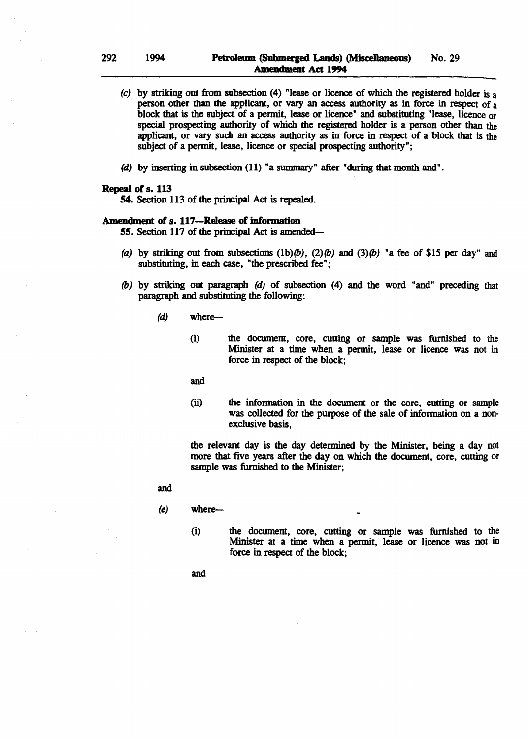(c) by striking out from subsection (4) "lease or licence of which the registered holder is a person other than the applicant, or vary an access authority as in force in respect of a block that is the subject of a permit, lease or licence" and substituting "lease, licence or special prospecting authority of which the registered holder is a person other than the applicant, or vary such an access authority as in force in respect of a block that is the subject of a permit, lease, licence or special prospecting authority";

(d) by inserting in subsection (11) "a summary" after "during that month and".

**Repeal of s. 113**

**54.** Section 113 of the principal Act is repealed.

**Amendment of s. 117—Release of information**

**55.** Section 117 of the principal Act is amended—

(a) by striking out from subsections (1b)*(b)*, (2)*(b)* and (3)*(b)* "a fee of $15 per day" and substituting, in each case, "the prescribed fee";

(b) by striking out paragraph *(d)* of subsection (4) and the word "and" preceding that paragraph and substituting the following:

> *(d)* where—
>
> > (i) the document, core, cutting or sample was furnished to the Minister at a time when a permit, lease or licence was not in force in respect of the block;
> >
> > and
> >
> > (ii) the information in the document or the core, cutting or sample was collected for the purpose of the sale of information on a non-exclusive basis,
>
> the relevant day is the day determined by the Minister, being a day not more that five years after the day on which the document, core, cutting or sample was furnished to the Minister;
>
> and
>
> *(e)* where—
>
> > (i) the document, core, cutting or sample was furnished to the Minister at a time when a permit, lease or licence was not in force in respect of the block;
> >
> > and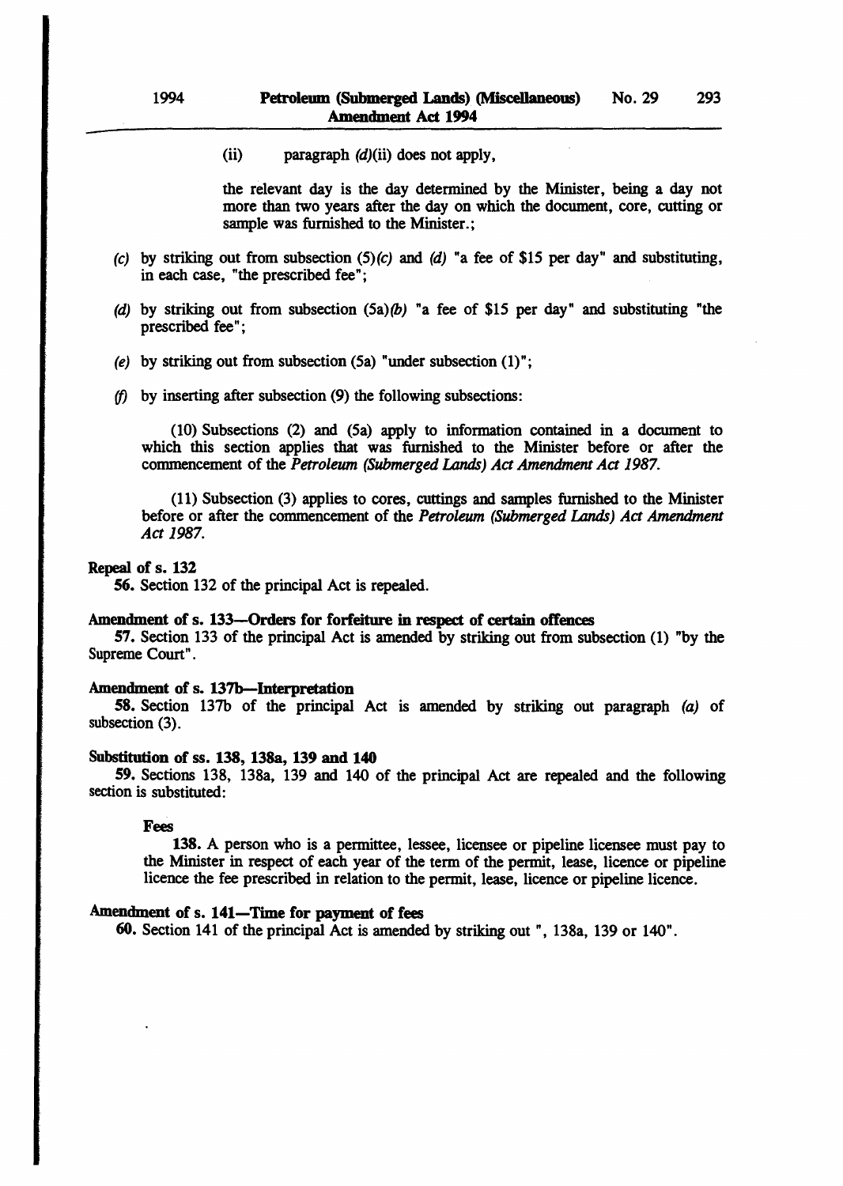(ii) paragraph *(d)*(ii) does not apply,

the relevant day is the day determined by the Minister, being a day not more than two years after the day on which the document, core, cutting or sample was furnished to the Minister.;

*(c)* by striking out from subsection (5)*(c)* and *(d)* "a fee of $15 per day" and substituting, in each case, "the prescribed fee";

*(d)* by striking out from subsection (5a)*(b)* "a fee of $15 per day" and substituting "the prescribed fee";

*(e)* by striking out from subsection (5a) "under subsection (1)";

*(f)* by inserting after subsection (9) the following subsections:

(10) Subsections (2) and (5a) apply to information contained in a document to which this section applies that was furnished to the Minister before or after the commencement of the *Petroleum (Submerged Lands) Act Amendment Act 1987*.

(11) Subsection (3) applies to cores, cuttings and samples furnished to the Minister before or after the commencement of the *Petroleum (Submerged Lands) Act Amendment Act 1987*.

**Repeal of s. 132**

**56.** Section 132 of the principal Act is repealed.

**Amendment of s. 133—Orders for forfeiture in respect of certain offences**

**57.** Section 133 of the principal Act is amended by striking out from subsection (1) "by the Supreme Court".

**Amendment of s. 137b—Interpretation**

**58.** Section 137b of the principal Act is amended by striking out paragraph *(a)* of subsection (3).

**Substitution of ss. 138, 138a, 139 and 140**

**59.** Sections 138, 138a, 139 and 140 of the principal Act are repealed and the following section is substituted:

**Fees**

**138.** A person who is a permittee, lessee, licensee or pipeline licensee must pay to the Minister in respect of each year of the term of the permit, lease, licence or pipeline licence the fee prescribed in relation to the permit, lease, licence or pipeline licence.

**Amendment of s. 141—Time for payment of fees**

**60.** Section 141 of the principal Act is amended by striking out ", 138a, 139 or 140".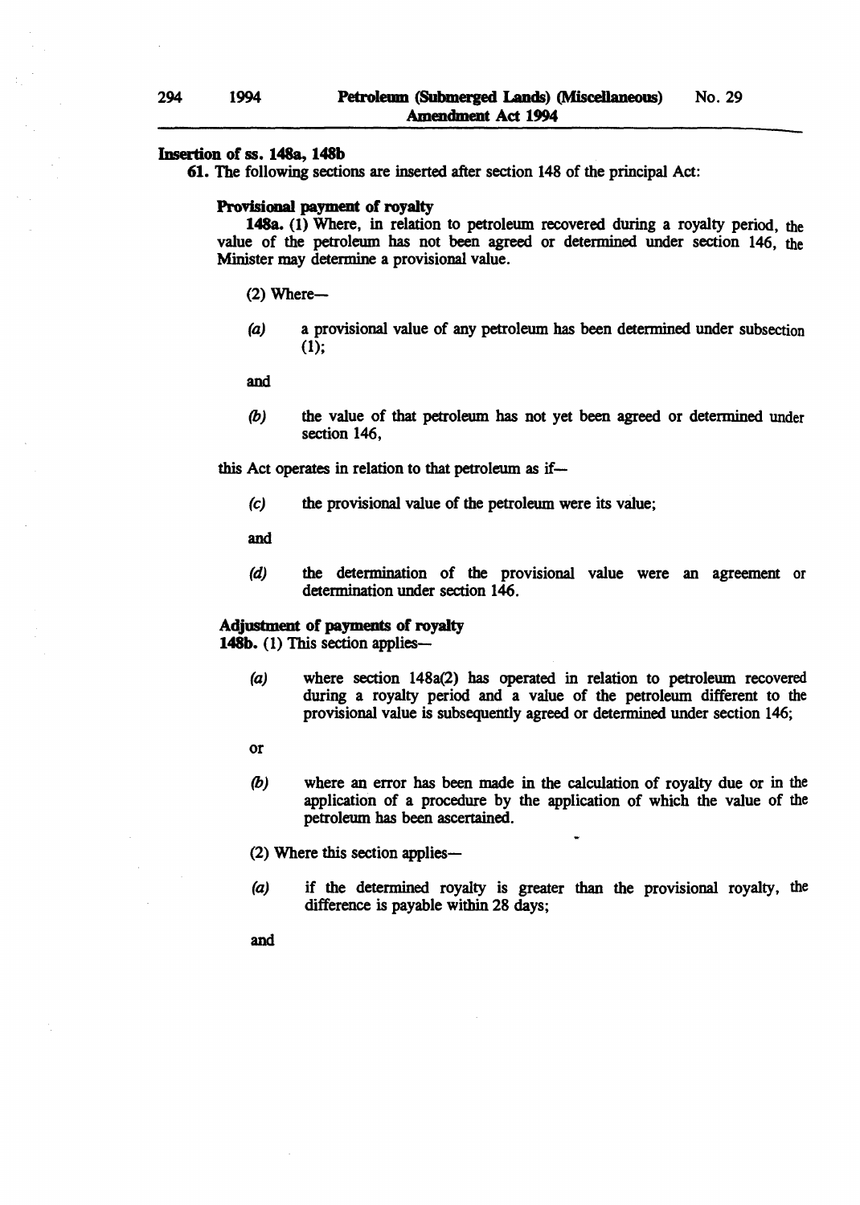**Insertion of ss. 148a, 148b**

**61.** The following sections are inserted after section 148 of the principal Act:

**Provisional payment of royalty**

**148a.** (1) Where, in relation to petroleum recovered during a royalty period, the value of the petroleum has not been agreed or determined under section 146, the Minister may determine a provisional value.

(2) Where—

*(a)* a provisional value of any petroleum has been determined under subsection (1);

and

*(b)* the value of that petroleum has not yet been agreed or determined under section 146,

this Act operates in relation to that petroleum as if—

*(c)* the provisional value of the petroleum were its value;

and

*(d)* the determination of the provisional value were an agreement or determination under section 146.

**Adjustment of payments of royalty**

**148b.** (1) This section applies—

*(a)* where section 148a(2) has operated in relation to petroleum recovered during a royalty period and a value of the petroleum different to the provisional value is subsequently agreed or determined under section 146;

or

*(b)* where an error has been made in the calculation of royalty due or in the application of a procedure by the application of which the value of the petroleum has been ascertained.

(2) Where this section applies—

*(a)* if the determined royalty is greater than the provisional royalty, the difference is payable within 28 days;

and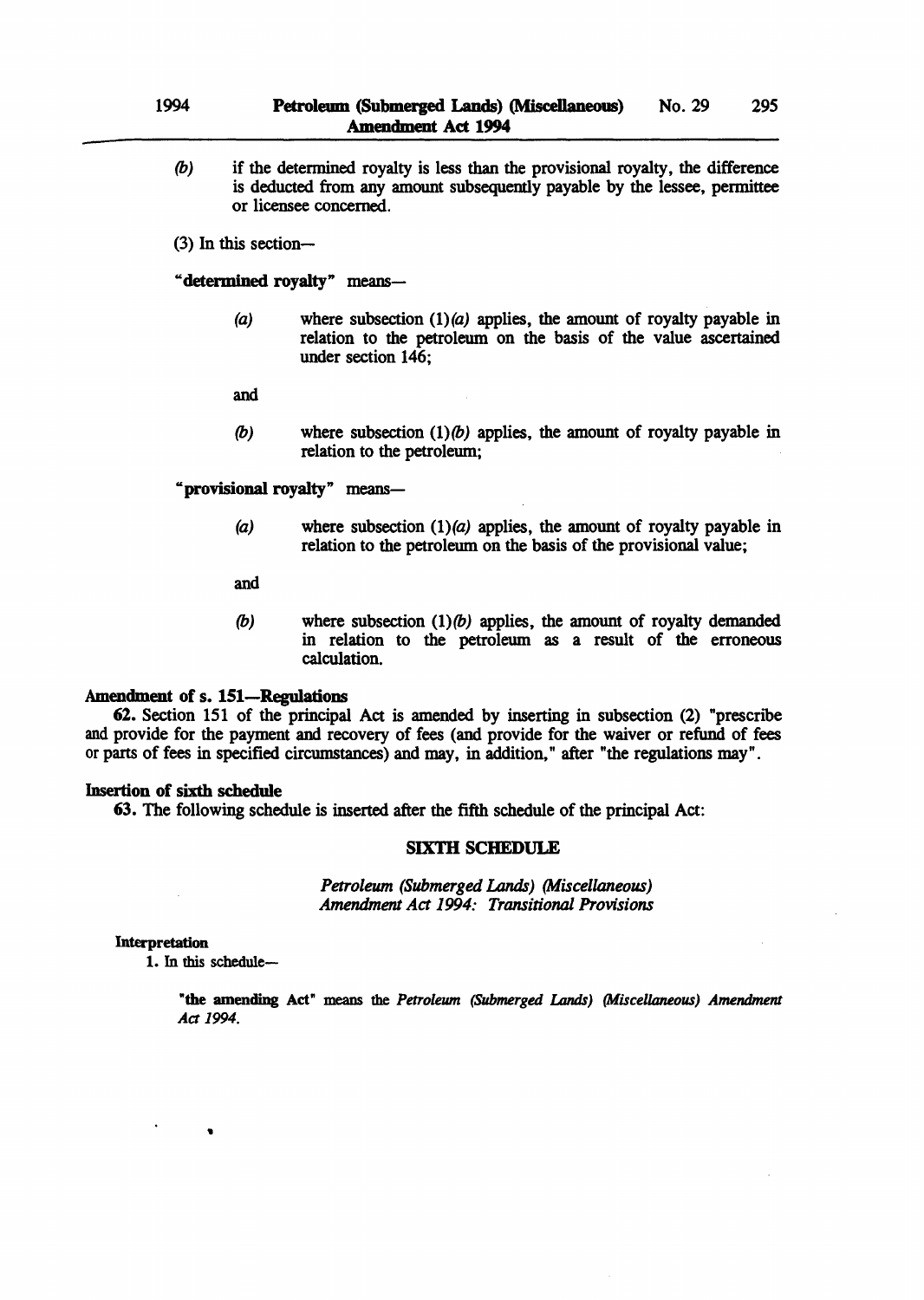*(b)* if the determined royalty is less than the provisional royalty, the difference is deducted from any amount subsequently payable by the lessee, permittee or licensee concerned.

(3) In this section—

**"determined royalty"** means—

*(a)* where subsection (1)*(a)* applies, the amount of royalty payable in relation to the petroleum on the basis of the value ascertained under section 146;

and

*(b)* where subsection (1)*(b)* applies, the amount of royalty payable in relation to the petroleum;

**"provisional royalty"** means—

*(a)* where subsection (1)*(a)* applies, the amount of royalty payable in relation to the petroleum on the basis of the provisional value;

and

*(b)* where subsection (1)*(b)* applies, the amount of royalty demanded in relation to the petroleum as a result of the erroneous calculation.

**Amendment of s. 151—Regulations**

**62.** Section 151 of the principal Act is amended by inserting in subsection (2) "prescribe and provide for the payment and recovery of fees (and provide for the waiver or refund of fees or parts of fees in specified circumstances) and may, in addition," after "the regulations may".

**Insertion of sixth schedule**

**63.** The following schedule is inserted after the fifth schedule of the principal Act:

## SIXTH SCHEDULE

*Petroleum (Submerged Lands) (Miscellaneous) Amendment Act 1994: Transitional Provisions*

**Interpretation**

1. In this schedule—

**"the amending Act"** means the *Petroleum (Submerged Lands) (Miscellaneous) Amendment Act 1994.*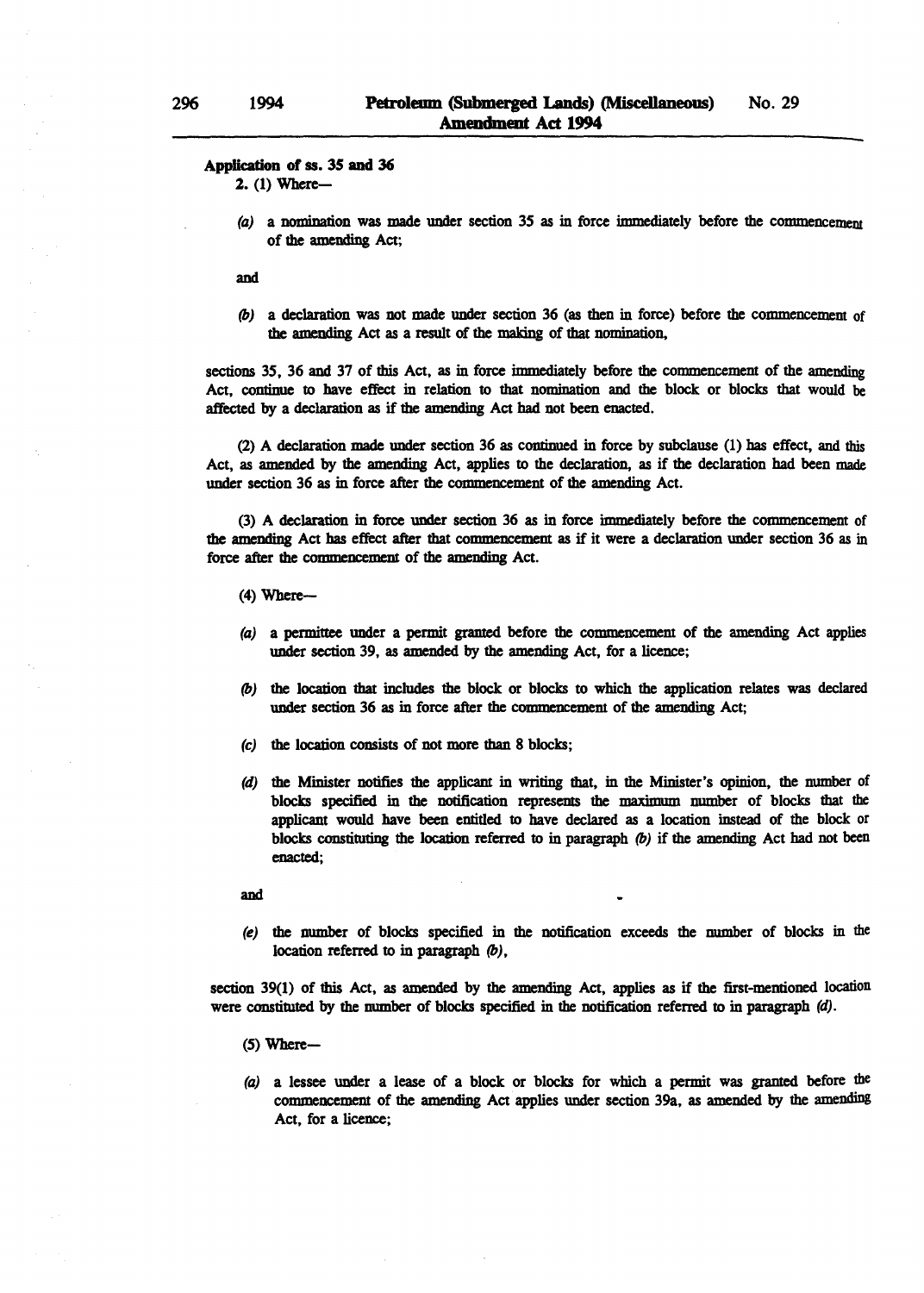**Application of ss. 35 and 36**

2. (1) Where—

*(a)* a nomination was made under section 35 as in force immediately before the commencement of the amending Act;

and

*(b)* a declaration was not made under section 36 (as then in force) before the commencement of the amending Act as a result of the making of that nomination,

sections 35, 36 and 37 of this Act, as in force immediately before the commencement of the amending Act, continue to have effect in relation to that nomination and the block or blocks that would be affected by a declaration as if the amending Act had not been enacted.

(2) A declaration made under section 36 as continued in force by subclause (1) has effect, and this Act, as amended by the amending Act, applies to the declaration, as if the declaration had been made under section 36 as in force after the commencement of the amending Act.

(3) A declaration in force under section 36 as in force immediately before the commencement of the amending Act has effect after that commencement as if it were a declaration under section 36 as in force after the commencement of the amending Act.

(4) Where—

*(a)* a permittee under a permit granted before the commencement of the amending Act applies under section 39, as amended by the amending Act, for a licence;

*(b)* the location that includes the block or blocks to which the application relates was declared under section 36 as in force after the commencement of the amending Act;

*(c)* the location consists of not more than 8 blocks;

*(d)* the Minister notifies the applicant in writing that, in the Minister's opinion, the number of blocks specified in the notification represents the maximum number of blocks that the applicant would have been entitled to have declared as a location instead of the block or blocks constituting the location referred to in paragraph *(b)* if the amending Act had not been enacted;

and

*(e)* the number of blocks specified in the notification exceeds the number of blocks in the location referred to in paragraph *(b)*,

section 39(1) of this Act, as amended by the amending Act, applies as if the first-mentioned location were constituted by the number of blocks specified in the notification referred to in paragraph *(d)*.

(5) Where—

*(a)* a lessee under a lease of a block or blocks for which a permit was granted before the commencement of the amending Act applies under section 39a, as amended by the amending Act, for a licence;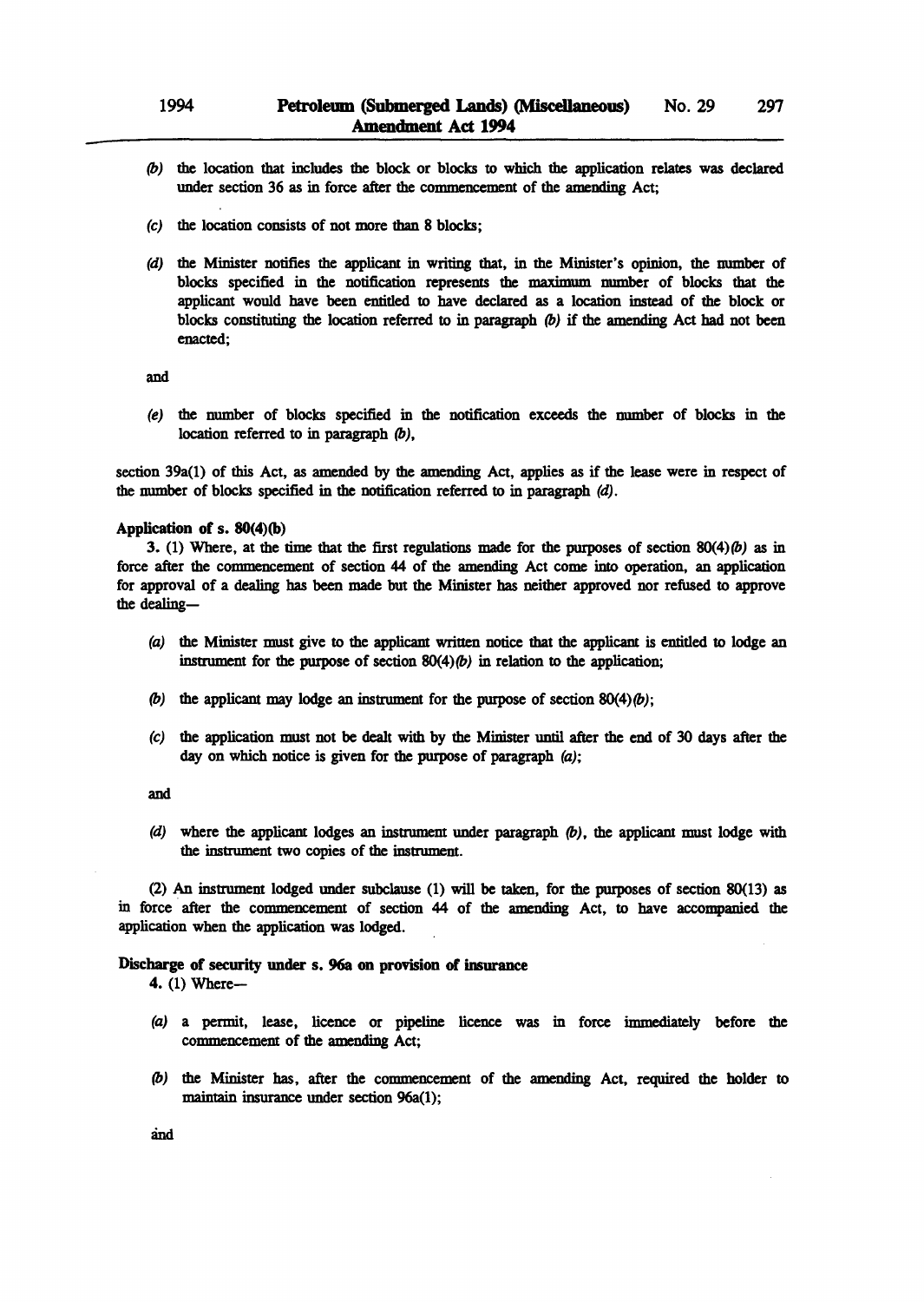(*b*) the location that includes the block or blocks to which the application relates was declared under section 36 as in force after the commencement of the amending Act;

(*c*) the location consists of not more than 8 blocks;

(*d*) the Minister notifies the applicant in writing that, in the Minister's opinion, the number of blocks specified in the notification represents the maximum number of blocks that the applicant would have been entitled to have declared as a location instead of the block or blocks constituting the location referred to in paragraph (*b*) if the amending Act had not been enacted;

and

(*e*) the number of blocks specified in the notification exceeds the number of blocks in the location referred to in paragraph (*b*),

section 39a(1) of this Act, as amended by the amending Act, applies as if the lease were in respect of the number of blocks specified in the notification referred to in paragraph (*d*).

**Application of s. 80(4)(b)**

3. (1) Where, at the time that the first regulations made for the purposes of section 80(4)(*b*) as in force after the commencement of section 44 of the amending Act come into operation, an application for approval of a dealing has been made but the Minister has neither approved nor refused to approve the dealing—

(*a*) the Minister must give to the applicant written notice that the applicant is entitled to lodge an instrument for the purpose of section 80(4)(*b*) in relation to the application;

(*b*) the applicant may lodge an instrument for the purpose of section 80(4)(*b*);

(*c*) the application must not be dealt with by the Minister until after the end of 30 days after the day on which notice is given for the purpose of paragraph (*a*);

and

(*d*) where the applicant lodges an instrument under paragraph (*b*), the applicant must lodge with the instrument two copies of the instrument.

(2) An instrument lodged under subclause (1) will be taken, for the purposes of section 80(13) as in force after the commencement of section 44 of the amending Act, to have accompanied the application when the application was lodged.

**Discharge of security under s. 96a on provision of insurance**

4. (1) Where—

(*a*) a permit, lease, licence or pipeline licence was in force immediately before the commencement of the amending Act;

(*b*) the Minister has, after the commencement of the amending Act, required the holder to maintain insurance under section 96a(1);

and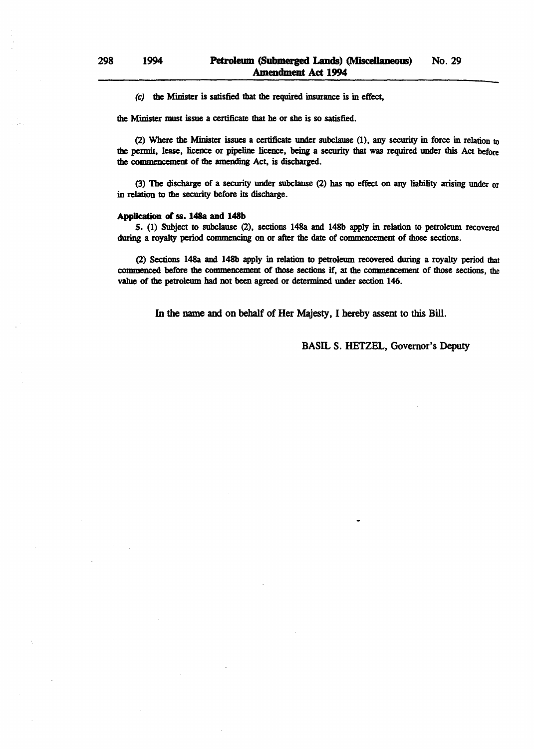(c) the Minister is satisfied that the required insurance is in effect,

the Minister must issue a certificate that he or she is so satisfied.

(2) Where the Minister issues a certificate under subclause (1), any security in force in relation to the permit, lease, licence or pipeline licence, being a security that was required under this Act before the commencement of the amending Act, is discharged.

(3) The discharge of a security under subclause (2) has no effect on any liability arising under or in relation to the security before its discharge.

**Application of ss. 148a and 148b**

**5.** (1) Subject to subclause (2), sections 148a and 148b apply in relation to petroleum recovered during a royalty period commencing on or after the date of commencement of those sections.

(2) Sections 148a and 148b apply in relation to petroleum recovered during a royalty period that commenced before the commencement of those sections if, at the commencement of those sections, the value of the petroleum had not been agreed or determined under section 146.

In the name and on behalf of Her Majesty, I hereby assent to this Bill.

BASIL S. HETZEL, Governor's Deputy